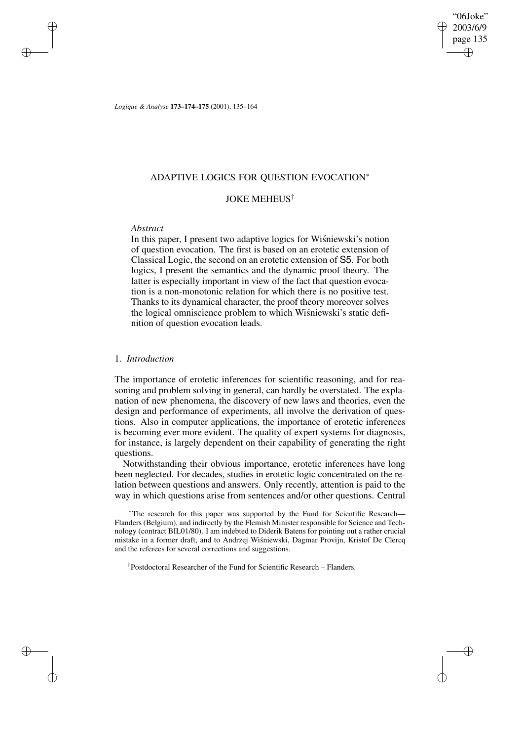# ADAPTIVE LOGICS FOR QUESTION EVOCATION*

## JOKE MEHEUS†

*Abstract*

In this paper, I present two adaptive logics for Wiśniewski's notion of question evocation. The first is based on an erotetic extension of Classical Logic, the second on an erotetic extension of S5. For both logics, I present the semantics and the dynamic proof theory. The latter is especially important in view of the fact that question evocation is a non-monotonic relation for which there is no positive test. Thanks to its dynamical character, the proof theory moreover solves the logical omniscience problem to which Wiśniewski's static definition of question evocation leads.

## 1. *Introduction*

The importance of erotetic inferences for scientific reasoning, and for reasoning and problem solving in general, can hardly be overstated. The explanation of new phenomena, the discovery of new laws and theories, even the design and performance of experiments, all involve the derivation of questions. Also in computer applications, the importance of erotetic inferences is becoming ever more evident. The quality of expert systems for diagnosis, for instance, is largely dependent on their capability of generating the right questions.

Notwithstanding their obvious importance, erotetic inferences have long been neglected. For decades, studies in erotetic logic concentrated on the relation between questions and answers. Only recently, attention is paid to the way in which questions arise from sentences and/or other questions. Central

*The research for this paper was supported by the Fund for Scientific Research—Flanders (Belgium), and indirectly by the Flemish Minister responsible for Science and Technology (contract BIL01/80). I am indebted to Diderik Batens for pointing out a rather crucial mistake in a former draft, and to Andrzej Wiśniewski, Dagmar Provijn, Kristof De Clercq and the referees for several corrections and suggestions.

†Postdoctoral Researcher of the Fund for Scientific Research – Flanders.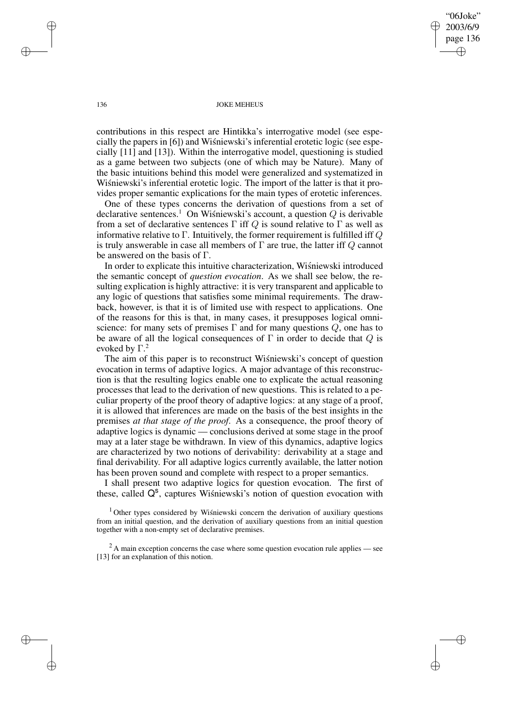contributions in this respect are Hintikka's interrogative model (see especially the papers in [6]) and Wiśniewski's inferential erotetic logic (see especially [11] and [13]). Within the interrogative model, questioning is studied as a game between two subjects (one of which may be Nature). Many of the basic intuitions behind this model were generalized and systematized in Wiśniewski's inferential erotetic logic. The import of the latter is that it provides proper semantic explications for the main types of erotetic inferences.

One of these types concerns the derivation of questions from a set of declarative sentences.[1] On Wiśniewski's account, a question $Q$ is derivable from a set of declarative sentences $\Gamma$ iff $Q$ is sound relative to $\Gamma$ as well as informative relative to $\Gamma$. Intuitively, the former requirement is fulfilled iff $Q$ is truly answerable in case all members of $\Gamma$ are true, the latter iff $Q$ cannot be answered on the basis of $\Gamma$.

In order to explicate this intuitive characterization, Wiśniewski introduced the semantic concept of *question evocation*. As we shall see below, the resulting explication is highly attractive: it is very transparent and applicable to any logic of questions that satisfies some minimal requirements. The drawback, however, is that it is of limited use with respect to applications. One of the reasons for this is that, in many cases, it presupposes logical omniscience: for many sets of premises $\Gamma$ and for many questions $Q$, one has to be aware of all the logical consequences of $\Gamma$ in order to decide that $Q$ is evoked by $\Gamma$.[2]

The aim of this paper is to reconstruct Wiśniewski's concept of question evocation in terms of adaptive logics. A major advantage of this reconstruction is that the resulting logics enable one to explicate the actual reasoning processes that lead to the derivation of new questions. This is related to a peculiar property of the proof theory of adaptive logics: at any stage of a proof, it is allowed that inferences are made on the basis of the best insights in the premises *at that stage of the proof*. As a consequence, the proof theory of adaptive logics is dynamic — conclusions derived at some stage in the proof may at a later stage be withdrawn. In view of this dynamics, adaptive logics are characterized by two notions of derivability: derivability at a stage and final derivability. For all adaptive logics currently available, the latter notion has been proven sound and complete with respect to a proper semantics.

I shall present two adaptive logics for question evocation. The first of these, called $\mathsf{Q^s}$, captures Wiśniewski's notion of question evocation with

---

[1] Other types considered by Wiśniewski concern the derivation of auxiliary questions from an initial question, and the derivation of auxiliary questions from an initial question together with a non-empty set of declarative premises.

[2] A main exception concerns the case where some question evocation rule applies — see [13] for an explanation of this notion.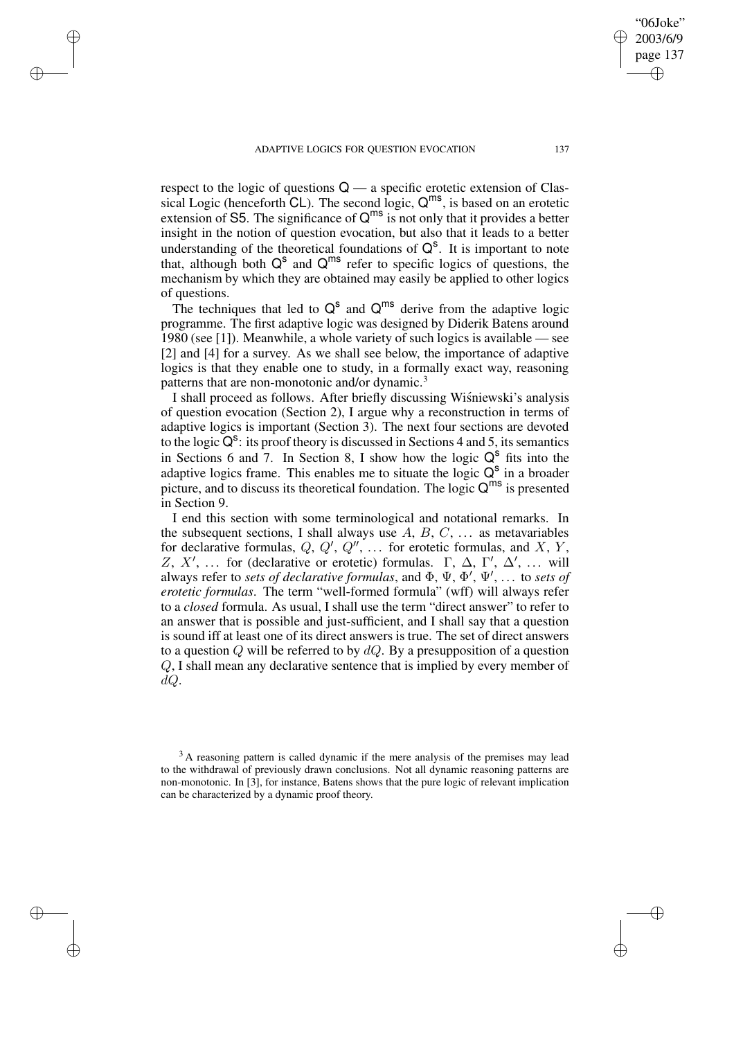respect to the logic of questions $\mathsf{Q}$ — a specific erotetic extension of Classical Logic (henceforth $\mathsf{CL}$). The second logic, $\mathsf{Q}^{\mathsf{ms}}$, is based on an erotetic extension of $\mathsf{S5}$. The significance of $\mathsf{Q}^{\mathsf{ms}}$ is not only that it provides a better insight in the notion of question evocation, but also that it leads to a better understanding of the theoretical foundations of $\mathsf{Q}^{\mathsf{s}}$. It is important to note that, although both $\mathsf{Q}^{\mathsf{s}}$ and $\mathsf{Q}^{\mathsf{ms}}$ refer to specific logics of questions, the mechanism by which they are obtained may easily be applied to other logics of questions.

The techniques that led to $\mathsf{Q}^{\mathsf{s}}$ and $\mathsf{Q}^{\mathsf{ms}}$ derive from the adaptive logic programme. The first adaptive logic was designed by Diderik Batens around 1980 (see [1]). Meanwhile, a whole variety of such logics is available — see [2] and [4] for a survey. As we shall see below, the importance of adaptive logics is that they enable one to study, in a formally exact way, reasoning patterns that are non-monotonic and/or dynamic.[3]

I shall proceed as follows. After briefly discussing Wiśniewski's analysis of question evocation (Section 2), I argue why a reconstruction in terms of adaptive logics is important (Section 3). The next four sections are devoted to the logic $\mathsf{Q}^{\mathsf{s}}$: its proof theory is discussed in Sections 4 and 5, its semantics in Sections 6 and 7. In Section 8, I show how the logic $\mathsf{Q}^{\mathsf{s}}$ fits into the adaptive logics frame. This enables me to situate the logic $\mathsf{Q}^{\mathsf{s}}$ in a broader picture, and to discuss its theoretical foundation. The logic $\mathsf{Q}^{\mathsf{ms}}$ is presented in Section 9.

I end this section with some terminological and notational remarks. In the subsequent sections, I shall always use $A$, $B$, $C$, … as metavariables for declarative formulas, $Q$, $Q'$, $Q''$, … for erotetic formulas, and $X$, $Y$, $Z$, $X'$, … for (declarative or erotetic) formulas. $\Gamma$, $\Delta$, $\Gamma'$, $\Delta'$, … will always refer to *sets of declarative formulas*, and $\Phi$, $\Psi$, $\Phi'$, $\Psi'$, … to *sets of erotetic formulas*. The term "well-formed formula" (wff) will always refer to a *closed* formula. As usual, I shall use the term "direct answer" to refer to an answer that is possible and just-sufficient, and I shall say that a question is sound iff at least one of its direct answers is true. The set of direct answers to a question $Q$ will be referred to by $dQ$. By a presupposition of a question $Q$, I shall mean any declarative sentence that is implied by every member of $dQ$.

[3] A reasoning pattern is called dynamic if the mere analysis of the premises may lead to the withdrawal of previously drawn conclusions. Not all dynamic reasoning patterns are non-monotonic. In [3], for instance, Batens shows that the pure logic of relevant implication can be characterized by a dynamic proof theory.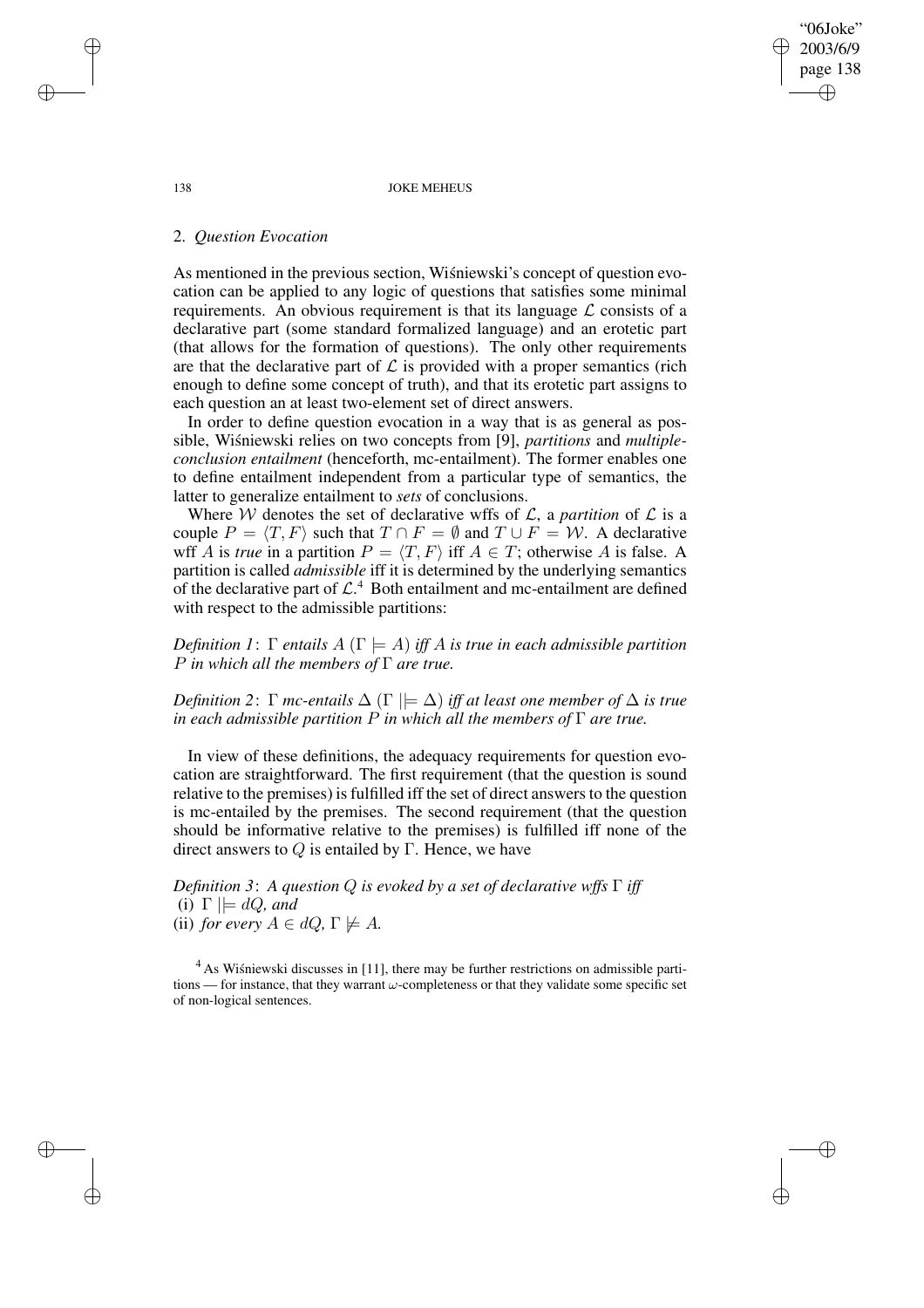## 2. *Question Evocation*

As mentioned in the previous section, Wiśniewski's concept of question evocation can be applied to any logic of questions that satisfies some minimal requirements. An obvious requirement is that its language $\mathcal{L}$ consists of a declarative part (some standard formalized language) and an erotetic part (that allows for the formation of questions). The only other requirements are that the declarative part of $\mathcal{L}$ is provided with a proper semantics (rich enough to define some concept of truth), and that its erotetic part assigns to each question an at least two-element set of direct answers.

In order to define question evocation in a way that is as general as possible, Wiśniewski relies on two concepts from [9], *partitions* and *multiple-conclusion entailment* (henceforth, mc-entailment). The former enables one to define entailment independent from a particular type of semantics, the latter to generalize entailment to *sets* of conclusions.

Where $\mathcal{W}$ denotes the set of declarative wffs of $\mathcal{L}$, a *partition* of $\mathcal{L}$ is a couple $P = \langle T, F\rangle$ such that $T \cap F = \emptyset$ and $T \cup F = \mathcal{W}$. A declarative wff $A$ is *true* in a partition $P = \langle T, F\rangle$ iff $A \in T$; otherwise $A$ is false. A partition is called *admissible* iff it is determined by the underlying semantics of the declarative part of $\mathcal{L}$.[4] Both entailment and mc-entailment are defined with respect to the admissible partitions:

*Definition 1*: $\Gamma$ *entails* $A$ $(\Gamma \models A)$ *iff* $A$ *is true in each admissible partition* $P$ *in which all the members of* $\Gamma$ *are true.*

*Definition 2*: $\Gamma$ *mc-entails* $\Delta$ $(\Gamma \mid\models \Delta)$ *iff at least one member of* $\Delta$ *is true in each admissible partition* $P$ *in which all the members of* $\Gamma$ *are true.*

In view of these definitions, the adequacy requirements for question evocation are straightforward. The first requirement (that the question is sound relative to the premises) is fulfilled iff the set of direct answers to the question is mc-entailed by the premises. The second requirement (that the question should be informative relative to the premises) is fulfilled iff none of the direct answers to $Q$ is entailed by $\Gamma$. Hence, we have

*Definition 3*: *A question* $Q$ *is evoked by a set of declarative wffs* $\Gamma$ *iff*
(i) $\Gamma \mid\models dQ$*, and*
(ii) *for every* $A \in dQ$*,* $\Gamma \not\models A$*.*

[4] As Wiśniewski discusses in [11], there may be further restrictions on admissible partitions — for instance, that they warrant $\omega$-completeness or that they validate some specific set of non-logical sentences.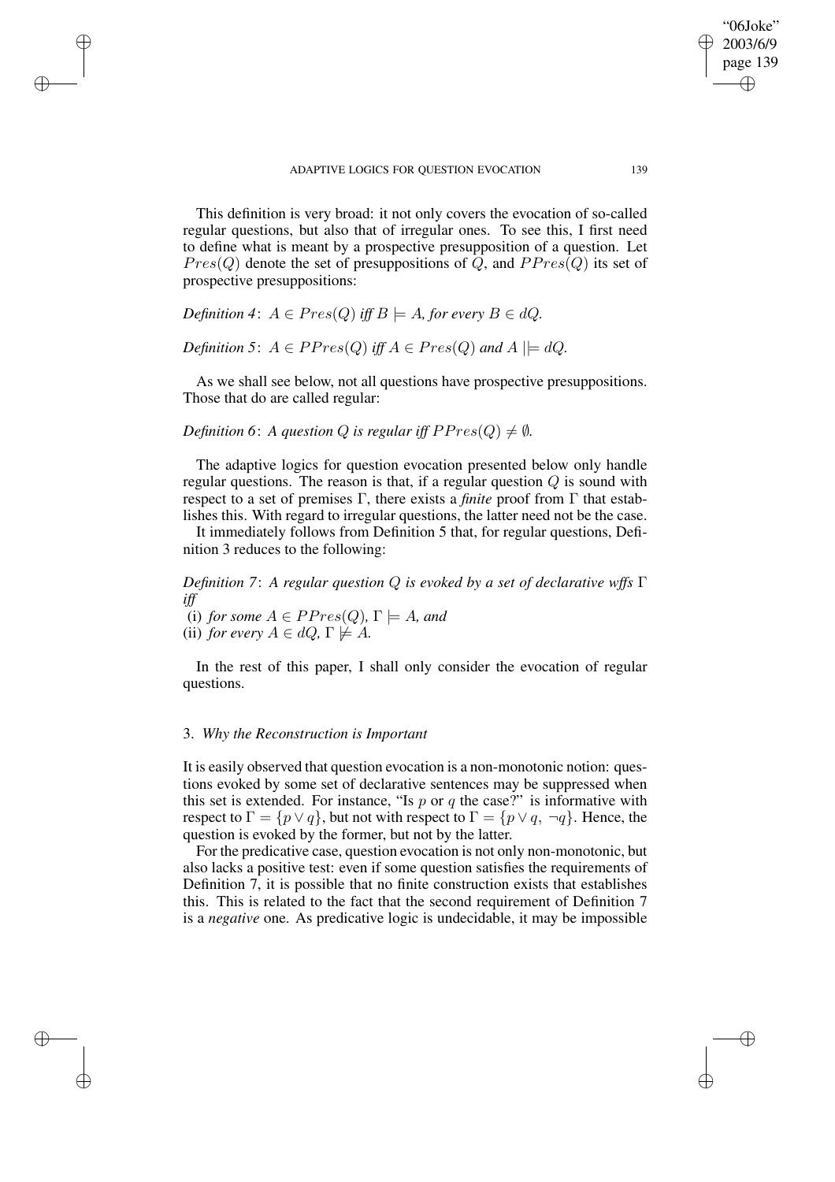This definition is very broad: it not only covers the evocation of so-called regular questions, but also that of irregular ones. To see this, I first need to define what is meant by a prospective presupposition of a question. Let $Pres(Q)$ denote the set of presuppositions of $Q$, and $PPres(Q)$ its set of prospective presuppositions:

*Definition 4*: $A \in Pres(Q)$ *iff* $B \models A$*, for every* $B \in dQ$*.*

*Definition 5*: $A \in PPres(Q)$ *iff* $A \in Pres(Q)$ *and* $A \,||\!\!= dQ$*.*

As we shall see below, not all questions have prospective presuppositions. Those that do are called regular:

*Definition 6*: *A question* $Q$ *is regular iff* $PPres(Q) \neq \emptyset$*.*

The adaptive logics for question evocation presented below only handle regular questions. The reason is that, if a regular question $Q$ is sound with respect to a set of premises $\Gamma$, there exists a *finite* proof from $\Gamma$ that establishes this. With regard to irregular questions, the latter need not be the case.

It immediately follows from Definition 5 that, for regular questions, Definition 3 reduces to the following:

*Definition 7*: *A regular question* $Q$ *is evoked by a set of declarative wffs* $\Gamma$ *iff*
(i) *for some* $A \in PPres(Q)$*,* $\Gamma \models A$*, and*
(ii) *for every* $A \in dQ$*,* $\Gamma \not\models A$*.*

In the rest of this paper, I shall only consider the evocation of regular questions.

### 3. *Why the Reconstruction is Important*

It is easily observed that question evocation is a non-monotonic notion: questions evoked by some set of declarative sentences may be suppressed when this set is extended. For instance, "Is $p$ or $q$ the case?" is informative with respect to $\Gamma = \{p \vee q\}$, but not with respect to $\Gamma = \{p \vee q, \neg q\}$. Hence, the question is evoked by the former, but not by the latter.

For the predicative case, question evocation is not only non-monotonic, but also lacks a positive test: even if some question satisfies the requirements of Definition 7, it is possible that no finite construction exists that establishes this. This is related to the fact that the second requirement of Definition 7 is a *negative* one. As predicative logic is undecidable, it may be impossible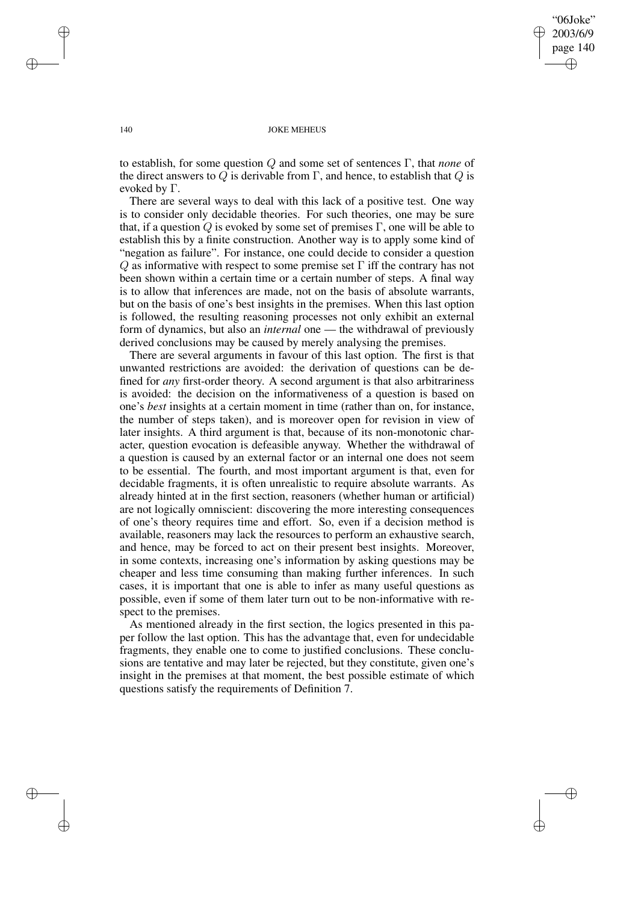to establish, for some question $Q$ and some set of sentences $\Gamma$, that *none* of the direct answers to $Q$ is derivable from $\Gamma$, and hence, to establish that $Q$ is evoked by $\Gamma$.

There are several ways to deal with this lack of a positive test. One way is to consider only decidable theories. For such theories, one may be sure that, if a question $Q$ is evoked by some set of premises $\Gamma$, one will be able to establish this by a finite construction. Another way is to apply some kind of "negation as failure". For instance, one could decide to consider a question $Q$ as informative with respect to some premise set $\Gamma$ iff the contrary has not been shown within a certain time or a certain number of steps. A final way is to allow that inferences are made, not on the basis of absolute warrants, but on the basis of one's best insights in the premises. When this last option is followed, the resulting reasoning processes not only exhibit an external form of dynamics, but also an *internal* one — the withdrawal of previously derived conclusions may be caused by merely analysing the premises.

There are several arguments in favour of this last option. The first is that unwanted restrictions are avoided: the derivation of questions can be defined for *any* first-order theory. A second argument is that also arbitrariness is avoided: the decision on the informativeness of a question is based on one's *best* insights at a certain moment in time (rather than on, for instance, the number of steps taken), and is moreover open for revision in view of later insights. A third argument is that, because of its non-monotonic character, question evocation is defeasible anyway. Whether the withdrawal of a question is caused by an external factor or an internal one does not seem to be essential. The fourth, and most important argument is that, even for decidable fragments, it is often unrealistic to require absolute warrants. As already hinted at in the first section, reasoners (whether human or artificial) are not logically omniscient: discovering the more interesting consequences of one's theory requires time and effort. So, even if a decision method is available, reasoners may lack the resources to perform an exhaustive search, and hence, may be forced to act on their present best insights. Moreover, in some contexts, increasing one's information by asking questions may be cheaper and less time consuming than making further inferences. In such cases, it is important that one is able to infer as many useful questions as possible, even if some of them later turn out to be non-informative with respect to the premises.

As mentioned already in the first section, the logics presented in this paper follow the last option. This has the advantage that, even for undecidable fragments, they enable one to come to justified conclusions. These conclusions are tentative and may later be rejected, but they constitute, given one's insight in the premises at that moment, the best possible estimate of which questions satisfy the requirements of Definition 7.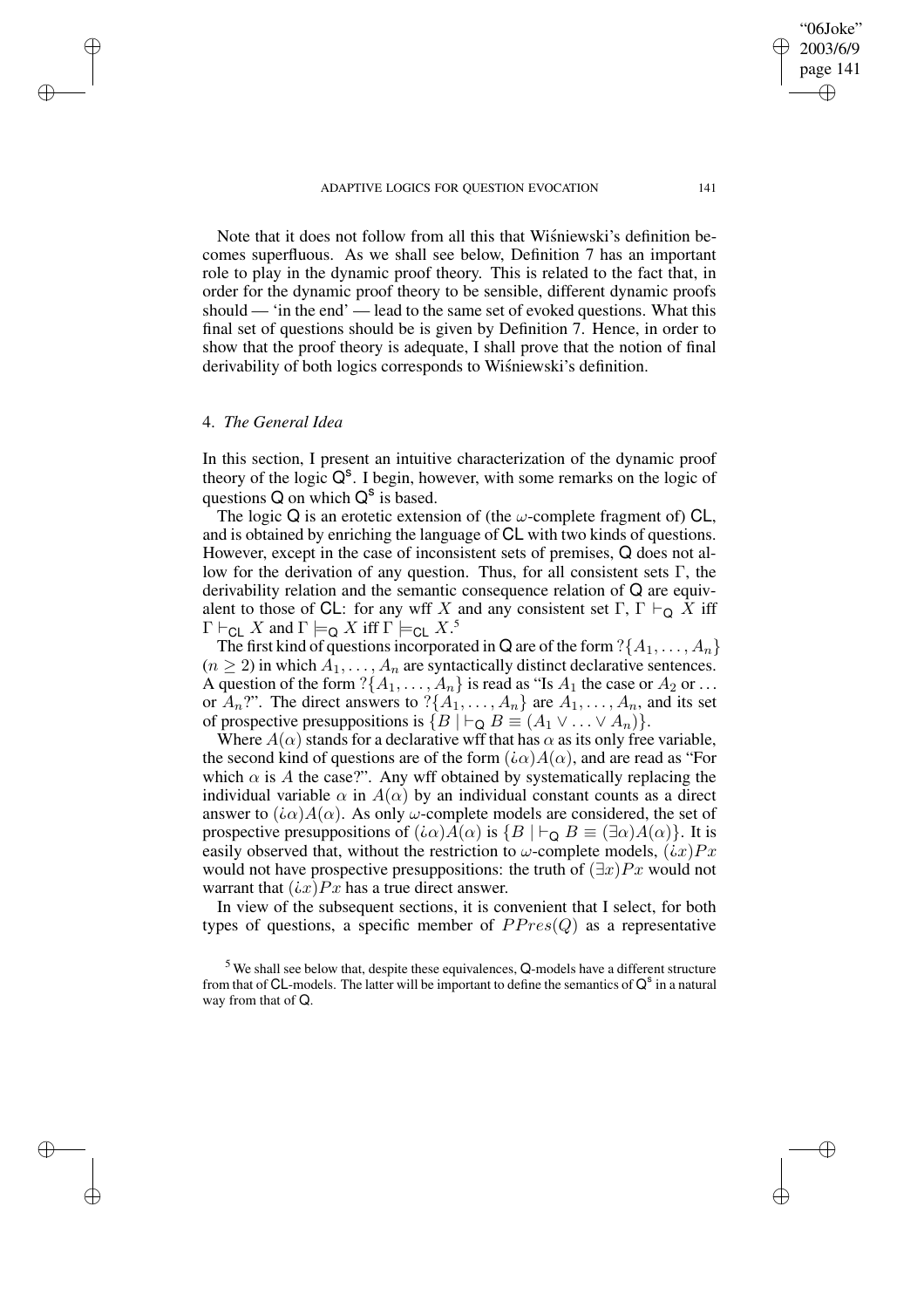Note that it does not follow from all this that Wiśniewski's definition becomes superfluous. As we shall see below, Definition 7 has an important role to play in the dynamic proof theory. This is related to the fact that, in order for the dynamic proof theory to be sensible, different dynamic proofs should — 'in the end' — lead to the same set of evoked questions. What this final set of questions should be is given by Definition 7. Hence, in order to show that the proof theory is adequate, I shall prove that the notion of final derivability of both logics corresponds to Wiśniewski's definition.

## 4. *The General Idea*

In this section, I present an intuitive characterization of the dynamic proof theory of the logic $\mathsf{Q}^{\mathsf{s}}$. I begin, however, with some remarks on the logic of questions $\mathsf{Q}$ on which $\mathsf{Q}^{\mathsf{s}}$ is based.

The logic $\mathsf{Q}$ is an erotetic extension of (the $\omega$-complete fragment of) $\mathsf{CL}$, and is obtained by enriching the language of $\mathsf{CL}$ with two kinds of questions. However, except in the case of inconsistent sets of premises, $\mathsf{Q}$ does not allow for the derivation of any question. Thus, for all consistent sets $\Gamma$, the derivability relation and the semantic consequence relation of $\mathsf{Q}$ are equivalent to those of $\mathsf{CL}$: for any wff $X$ and any consistent set $\Gamma$, $\Gamma \vdash_{\mathsf{Q}} X$ iff $\Gamma \vdash_{\mathsf{CL}} X$ and $\Gamma \models_{\mathsf{Q}} X$ iff $\Gamma \models_{\mathsf{CL}} X$.[5]

The first kind of questions incorporated in $\mathsf{Q}$ are of the form $?\{A_1, \ldots, A_n\}$ ($n \geq 2$) in which $A_1, \ldots, A_n$ are syntactically distinct declarative sentences. A question of the form $?\{A_1, \ldots, A_n\}$ is read as "Is $A_1$ the case or $A_2$ or $\ldots$ or $A_n$?". The direct answers to $?\{A_1, \ldots, A_n\}$ are $A_1, \ldots, A_n$, and its set of prospective presuppositions is $\{B \mid \vdash_{\mathsf{Q}} B \equiv (A_1 \vee \ldots \vee A_n)\}$.

Where $A(\alpha)$ stands for a declarative wff that has $\alpha$ as its only free variable, the second kind of questions are of the form $(¿\alpha)A(\alpha)$, and are read as "For which $\alpha$ is $A$ the case?". Any wff obtained by systematically replacing the individual variable $\alpha$ in $A(\alpha)$ by an individual constant counts as a direct answer to $(¿\alpha)A(\alpha)$. As only $\omega$-complete models are considered, the set of prospective presuppositions of $(¿\alpha)A(\alpha)$ is $\{B \mid \vdash_{\mathsf{Q}} B \equiv (\exists\alpha)A(\alpha)\}$. It is easily observed that, without the restriction to $\omega$-complete models, $(¿x)Px$ would not have prospective presuppositions: the truth of $(\exists x)Px$ would not warrant that $(¿x)Px$ has a true direct answer.

In view of the subsequent sections, it is convenient that I select, for both types of questions, a specific member of $PPres(Q)$ as a representative

[5] We shall see below that, despite these equivalences, $\mathsf{Q}$-models have a different structure from that of $\mathsf{CL}$-models. The latter will be important to define the semantics of $\mathsf{Q}^{\mathsf{s}}$ in a natural way from that of $\mathsf{Q}$.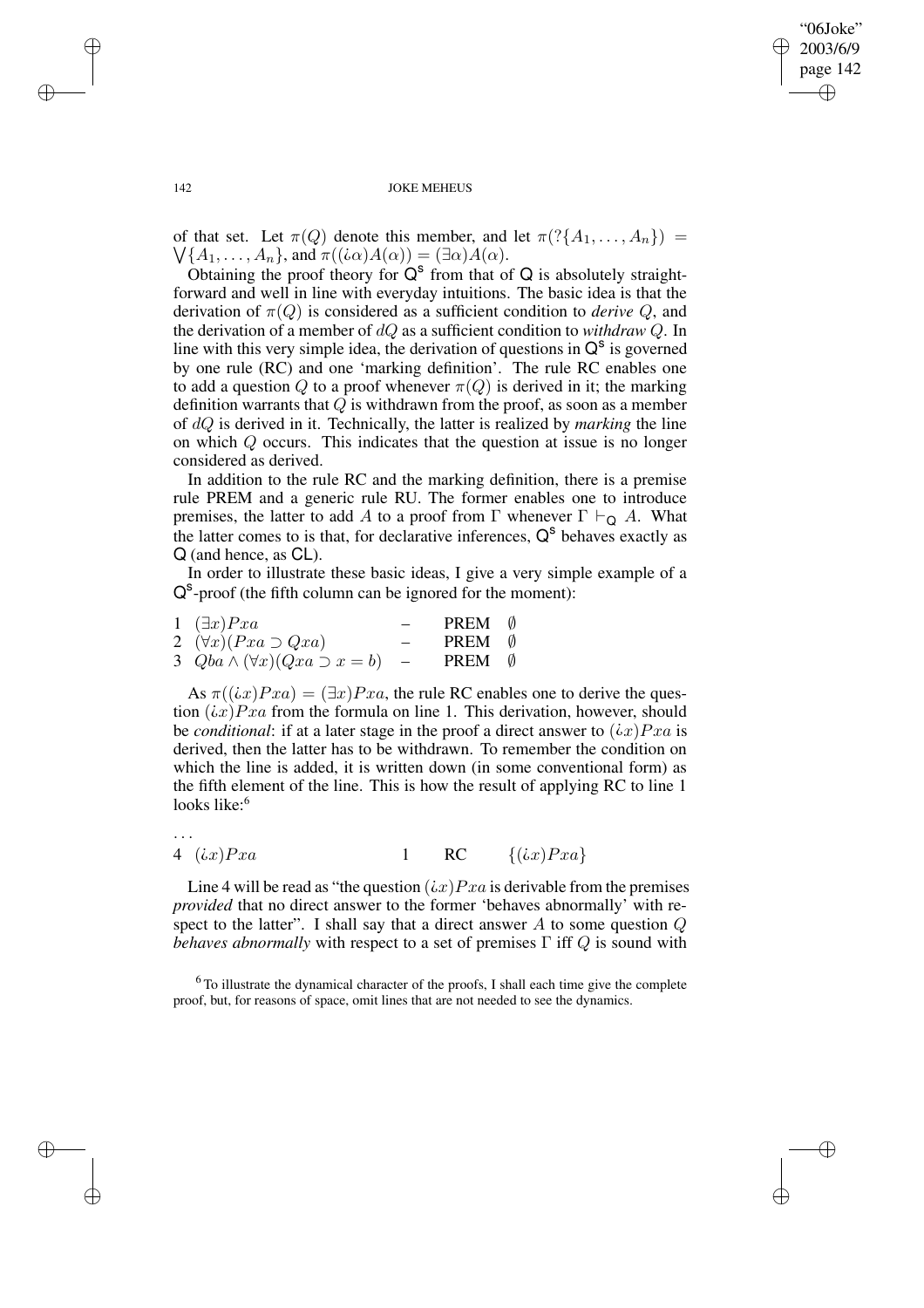of that set. Let $\pi(Q)$ denote this member, and let $\pi(?\{A_1, \ldots, A_n\}) = \bigvee\{A_1, \ldots, A_n\}$, and $\pi((\iota\alpha)A(\alpha)) = (\exists\alpha)A(\alpha)$.

Obtaining the proof theory for $\mathsf{Q}^{\mathsf{s}}$ from that of $\mathsf{Q}$ is absolutely straightforward and well in line with everyday intuitions. The basic idea is that the derivation of $\pi(Q)$ is considered as a sufficient condition to *derive* $Q$, and the derivation of a member of $dQ$ as a sufficient condition to *withdraw* $Q$. In line with this very simple idea, the derivation of questions in $\mathsf{Q}^{\mathsf{s}}$ is governed by one rule (RC) and one 'marking definition'. The rule RC enables one to add a question $Q$ to a proof whenever $\pi(Q)$ is derived in it; the marking definition warrants that $Q$ is withdrawn from the proof, as soon as a member of $dQ$ is derived in it. Technically, the latter is realized by *marking* the line on which $Q$ occurs. This indicates that the question at issue is no longer considered as derived.

In addition to the rule RC and the marking definition, there is a premise rule PREM and a generic rule RU. The former enables one to introduce premises, the latter to add $A$ to a proof from $\Gamma$ whenever $\Gamma \vdash_{\mathsf{Q}} A$. What the latter comes to is that, for declarative inferences, $\mathsf{Q}^{\mathsf{s}}$ behaves exactly as $\mathsf{Q}$ (and hence, as $\mathsf{CL}$).

In order to illustrate these basic ideas, I give a very simple example of a $\mathsf{Q}^{\mathsf{s}}$-proof (the fifth column can be ignored for the moment):

| | | | | |
|---|---|---|---|---|
| 1 | $(\exists x)Pxa$ | – | PREM | $\emptyset$ |
| 2 | $(\forall x)(Pxa \supset Qxa)$ | – | PREM | $\emptyset$ |
| 3 | $Qba \wedge (\forall x)(Qxa \supset x = b)$ | – | PREM | $\emptyset$ |

As $\pi((\iota x)Pxa) = (\exists x)Pxa$, the rule RC enables one to derive the question $(\iota x)Pxa$ from the formula on line 1. This derivation, however, should be *conditional*: if at a later stage in the proof a direct answer to $(\iota x)Pxa$ is derived, then the latter has to be withdrawn. To remember the condition on which the line is added, it is written down (in some conventional form) as the fifth element of the line. This is how the result of applying RC to line 1 looks like:[6]

| | | | | |
|---|---|---|---|---|
| ... | | | | |
| 4 | $(\iota x)Pxa$ | 1 | RC | $\{(\iota x)Pxa\}$ |

Line 4 will be read as "the question $(\iota x)Pxa$ is derivable from the premises *provided* that no direct answer to the former 'behaves abnormally' with respect to the latter". I shall say that a direct answer $A$ to some question $Q$ *behaves abnormally* with respect to a set of premises $\Gamma$ iff $Q$ is sound with

[6] To illustrate the dynamical character of the proofs, I shall each time give the complete proof, but, for reasons of space, omit lines that are not needed to see the dynamics.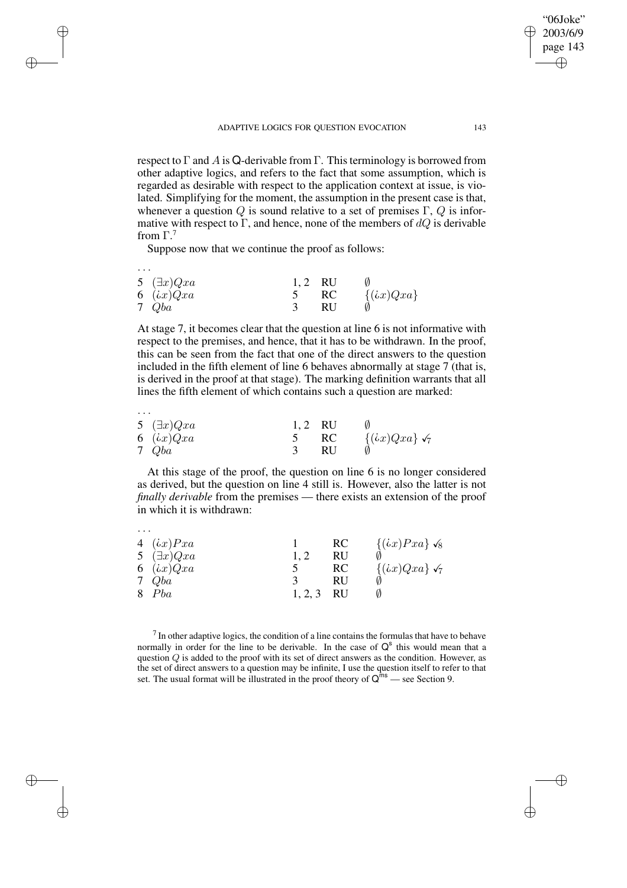respect to $\Gamma$ and $A$ is $\mathsf{Q}$-derivable from $\Gamma$. This terminology is borrowed from other adaptive logics, and refers to the fact that some assumption, which is regarded as desirable with respect to the application context at issue, is violated. Simplifying for the moment, the assumption in the present case is that, whenever a question $Q$ is sound relative to a set of premises $\Gamma$, $Q$ is informative with respect to $\Gamma$, and hence, none of the members of $dQ$ is derivable from $\Gamma$.[7]

Suppose now that we continue the proof as follows:

| | | | | |
|---|---|---|---|---|
| ... | | | | |
| 5 | $(\exists x)Qxa$ | 1, 2 | RU | $\emptyset$ |
| 6 | $(\text{¿}x)Qxa$ | 5 | RC | $\{(\text{¿}x)Qxa\}$ |
| 7 | $Qba$ | 3 | RU | $\emptyset$ |

At stage 7, it becomes clear that the question at line 6 is not informative with respect to the premises, and hence, that it has to be withdrawn. In the proof, this can be seen from the fact that one of the direct answers to the question included in the fifth element of line 6 behaves abnormally at stage 7 (that is, is derived in the proof at that stage). The marking definition warrants that all lines the fifth element of which contains such a question are marked:

| | | | | |
|---|---|---|---|---|
| ... | | | | |
| 5 | $(\exists x)Qxa$ | 1, 2 | RU | $\emptyset$ |
| 6 | $(\text{¿}x)Qxa$ | 5 | RC | $\{(\text{¿}x)Qxa\}$ ✓$_7$ |
| 7 | $Qba$ | 3 | RU | $\emptyset$ |

At this stage of the proof, the question on line 6 is no longer considered as derived, but the question on line 4 still is. However, also the latter is not *finally derivable* from the premises — there exists an extension of the proof in which it is withdrawn:

| | | | | |
|---|---|---|---|---|
| ... | | | | |
| 4 | $(\text{¿}x)Pxa$ | 1 | RC | $\{(\text{¿}x)Pxa\}$ ✓$_8$ |
| 5 | $(\exists x)Qxa$ | 1, 2 | RU | $\emptyset$ |
| 6 | $(\text{¿}x)Qxa$ | 5 | RC | $\{(\text{¿}x)Qxa\}$ ✓$_7$ |
| 7 | $Qba$ | 3 | RU | $\emptyset$ |
| 8 | $Pba$ | 1, 2, 3 | RU | $\emptyset$ |

[7] In other adaptive logics, the condition of a line contains the formulas that have to behave normally in order for the line to be derivable. In the case of $\mathsf{Q}^{\mathsf{s}}$ this would mean that a question $Q$ is added to the proof with its set of direct answers as the condition. However, as the set of direct answers to a question may be infinite, I use the question itself to refer to that set. The usual format will be illustrated in the proof theory of $\mathsf{Q}^{\mathsf{ms}}$ — see Section 9.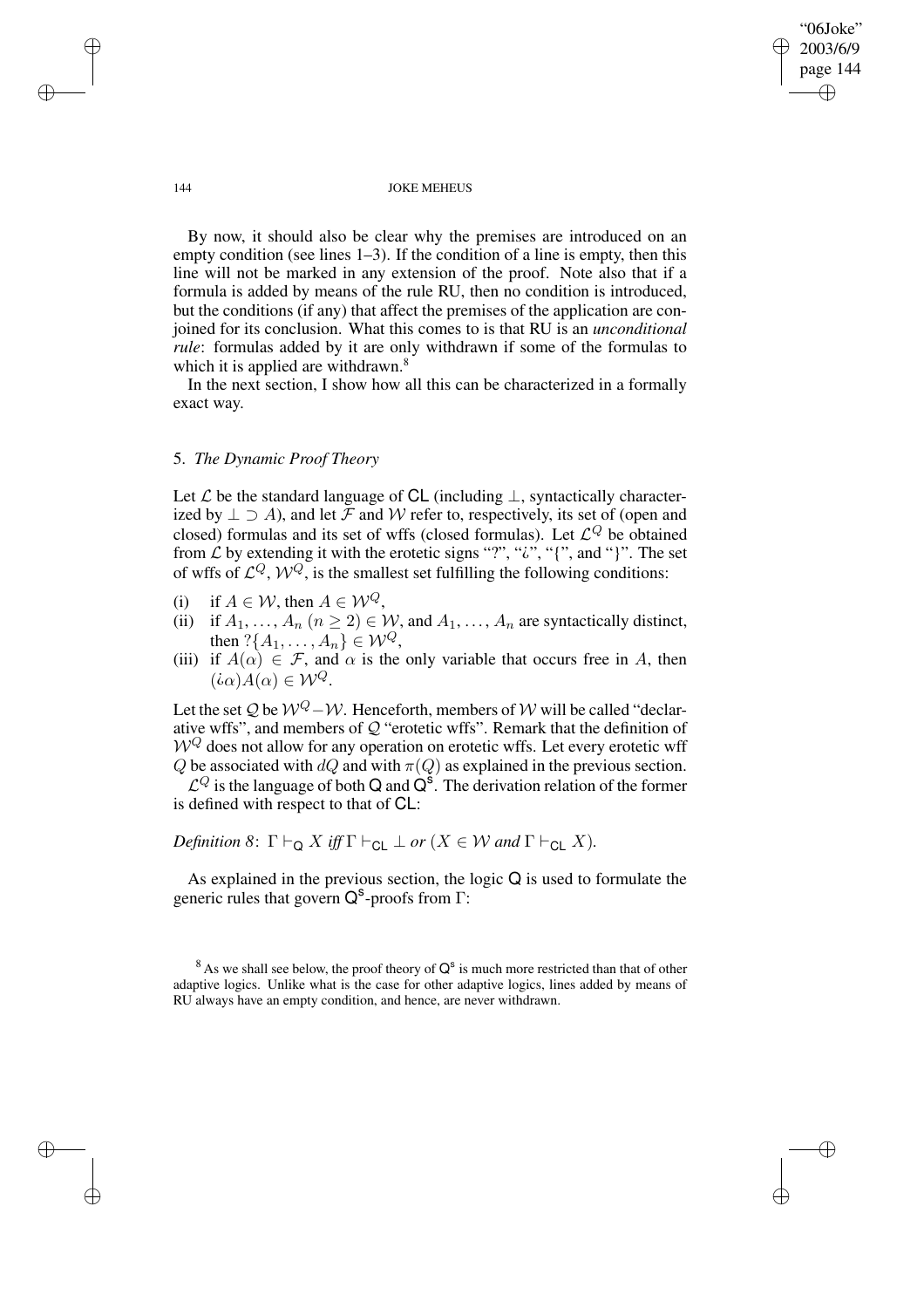By now, it should also be clear why the premises are introduced on an empty condition (see lines 1–3). If the condition of a line is empty, then this line will not be marked in any extension of the proof. Note also that if a formula is added by means of the rule RU, then no condition is introduced, but the conditions (if any) that affect the premises of the application are conjoined for its conclusion. What this comes to is that RU is an *unconditional rule*: formulas added by it are only withdrawn if some of the formulas to which it is applied are withdrawn.[8]

In the next section, I show how all this can be characterized in a formally exact way.

## 5. *The Dynamic Proof Theory*

Let $\mathcal{L}$ be the standard language of CL (including $\bot$, syntactically characterized by $\bot \supset A$), and let $\mathcal{F}$ and $\mathcal{W}$ refer to, respectively, its set of (open and closed) formulas and its set of wffs (closed formulas). Let $\mathcal{L}^Q$ be obtained from $\mathcal{L}$ by extending it with the erotetic signs "?", "¿", "{", and "}". The set of wffs of $\mathcal{L}^Q$, $\mathcal{W}^Q$, is the smallest set fulfilling the following conditions:

(i) if $A \in \mathcal{W}$, then $A \in \mathcal{W}^Q$,

(ii) if $A_1, \ldots, A_n$ $(n \geq 2) \in \mathcal{W}$, and $A_1, \ldots, A_n$ are syntactically distinct, then $?\{A_1, \ldots, A_n\} \in \mathcal{W}^Q$,

(iii) if $A(\alpha) \in \mathcal{F}$, and $\alpha$ is the only variable that occurs free in $A$, then $(¿\alpha)A(\alpha) \in \mathcal{W}^Q$.

Let the set $\mathcal{Q}$ be $\mathcal{W}^Q - \mathcal{W}$. Henceforth, members of $\mathcal{W}$ will be called "declarative wffs", and members of $\mathcal{Q}$ "erotetic wffs". Remark that the definition of $\mathcal{W}^Q$ does not allow for any operation on erotetic wffs. Let every erotetic wff $Q$ be associated with $dQ$ and with $\pi(Q)$ as explained in the previous section.

$\mathcal{L}^Q$ is the language of both Q and $\mathsf{Q}^\mathsf{s}$. The derivation relation of the former is defined with respect to that of CL:

*Definition 8*: $\Gamma \vdash_{\mathsf{Q}} X$ *iff* $\Gamma \vdash_{\mathsf{CL}} \bot$ *or* ($X \in \mathcal{W}$ *and* $\Gamma \vdash_{\mathsf{CL}} X$).

As explained in the previous section, the logic Q is used to formulate the generic rules that govern $\mathsf{Q}^\mathsf{s}$-proofs from $\Gamma$:

[8] As we shall see below, the proof theory of $\mathsf{Q}^\mathsf{s}$ is much more restricted than that of other adaptive logics. Unlike what is the case for other adaptive logics, lines added by means of RU always have an empty condition, and hence, are never withdrawn.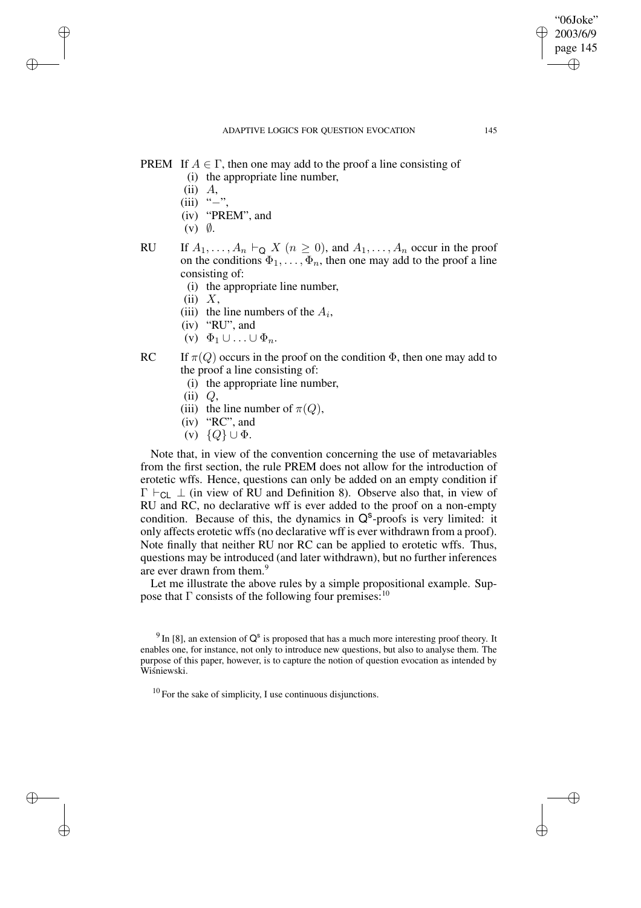PREM If $A \in \Gamma$, then one may add to the proof a line consisting of

(i) the appropriate line number,
(ii) $A$,
(iii) "$-$",
(iv) "PREM", and
(v) $\emptyset$.

RU If $A_1, \ldots, A_n \vdash_{\mathsf{Q}} X$ ($n \geq 0$), and $A_1, \ldots, A_n$ occur in the proof on the conditions $\Phi_1, \ldots, \Phi_n$, then one may add to the proof a line consisting of:

(i) the appropriate line number,
(ii) $X$,
(iii) the line numbers of the $A_i$,
(iv) "RU", and
(v) $\Phi_1 \cup \ldots \cup \Phi_n$.

RC If $\pi(Q)$ occurs in the proof on the condition $\Phi$, then one may add to the proof a line consisting of:

(i) the appropriate line number,
(ii) $Q$,
(iii) the line number of $\pi(Q)$,
(iv) "RC", and
(v) $\{Q\} \cup \Phi$.

Note that, in view of the convention concerning the use of metavariables from the first section, the rule PREM does not allow for the introduction of erotetic wffs. Hence, questions can only be added on an empty condition if $\Gamma \vdash_{\mathsf{CL}} \bot$ (in view of RU and Definition 8). Observe also that, in view of RU and RC, no declarative wff is ever added to the proof on a non-empty condition. Because of this, the dynamics in $\mathsf{Q}^{\mathsf{s}}$-proofs is very limited: it only affects erotetic wffs (no declarative wff is ever withdrawn from a proof). Note finally that neither RU nor RC can be applied to erotetic wffs. Thus, questions may be introduced (and later withdrawn), but no further inferences are ever drawn from them.[9]

Let me illustrate the above rules by a simple propositional example. Suppose that $\Gamma$ consists of the following four premises:[10]

[9] In [8], an extension of $\mathsf{Q}^{\mathsf{s}}$ is proposed that has a much more interesting proof theory. It enables one, for instance, not only to introduce new questions, but also to analyse them. The purpose of this paper, however, is to capture the notion of question evocation as intended by Wiśniewski.

[10] For the sake of simplicity, I use continuous disjunctions.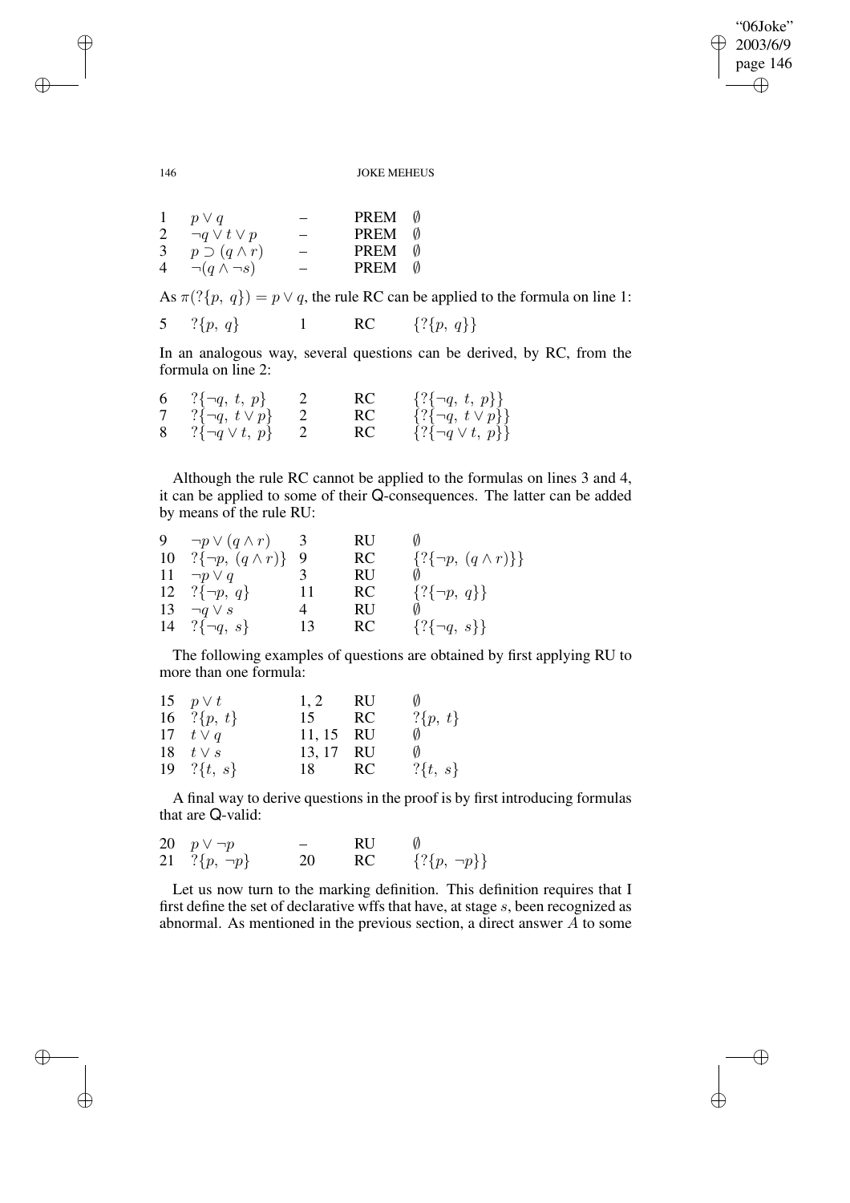| | | | | |
|---|---|---|---|---|
| 1 | $p \vee q$ | – | PREM | $\emptyset$ |
| 2 | $\neg q \vee t \vee p$ | – | PREM | $\emptyset$ |
| 3 | $p \supset (q \wedge r)$ | – | PREM | $\emptyset$ |
| 4 | $\neg(q \wedge \neg s)$ | – | PREM | $\emptyset$ |

As $\pi(?\{p,\ q\}) = p \vee q$, the rule RC can be applied to the formula on line 1:

| | | | | |
|---|---|---|---|---|
| 5 | $?\{p,\ q\}$ | 1 | RC | $\{?\{p,\ q\}\}$ |

In an analogous way, several questions can be derived, by RC, from the formula on line 2:

| | | | | |
|---|---|---|---|---|
| 6 | $?\{\neg q,\ t,\ p\}$ | 2 | RC | $\{?\{\neg q,\ t,\ p\}\}$ |
| 7 | $?\{\neg q,\ t \vee p\}$ | 2 | RC | $\{?\{\neg q,\ t \vee p\}\}$ |
| 8 | $?\{\neg q \vee t,\ p\}$ | 2 | RC | $\{?\{\neg q \vee t,\ p\}\}$ |

Although the rule RC cannot be applied to the formulas on lines 3 and 4, it can be applied to some of their Q-consequences. The latter can be added by means of the rule RU:

| | | | | |
|---|---|---|---|---|
| 9 | $\neg p \vee (q \wedge r)$ | 3 | RU | $\emptyset$ |
| 10 | $?\{\neg p,\ (q \wedge r)\}$ | 9 | RC | $\{?\{\neg p,\ (q \wedge r)\}\}$ |
| 11 | $\neg p \vee q$ | 3 | RU | $\emptyset$ |
| 12 | $?\{\neg p,\ q\}$ | 11 | RC | $\{?\{\neg p,\ q\}\}$ |
| 13 | $\neg q \vee s$ | 4 | RU | $\emptyset$ |
| 14 | $?\{\neg q,\ s\}$ | 13 | RC | $\{?\{\neg q,\ s\}\}$ |

The following examples of questions are obtained by first applying RU to more than one formula:

| | | | | |
|---|---|---|---|---|
| 15 | $p \vee t$ | 1, 2 | RU | $\emptyset$ |
| 16 | $?\{p,\ t\}$ | 15 | RC | $?\{p,\ t\}$ |
| 17 | $t \vee q$ | 11, 15 | RU | $\emptyset$ |
| 18 | $t \vee s$ | 13, 17 | RU | $\emptyset$ |
| 19 | $?\{t,\ s\}$ | 18 | RC | $?\{t,\ s\}$ |

A final way to derive questions in the proof is by first introducing formulas that are Q-valid:

| | | | | |
|---|---|---|---|---|
| 20 | $p \vee \neg p$ | – | RU | $\emptyset$ |
| 21 | $?\{p,\ \neg p\}$ | 20 | RC | $\{?\{p,\ \neg p\}\}$ |

Let us now turn to the marking definition. This definition requires that I first define the set of declarative wffs that have, at stage $s$, been recognized as abnormal. As mentioned in the previous section, a direct answer $A$ to some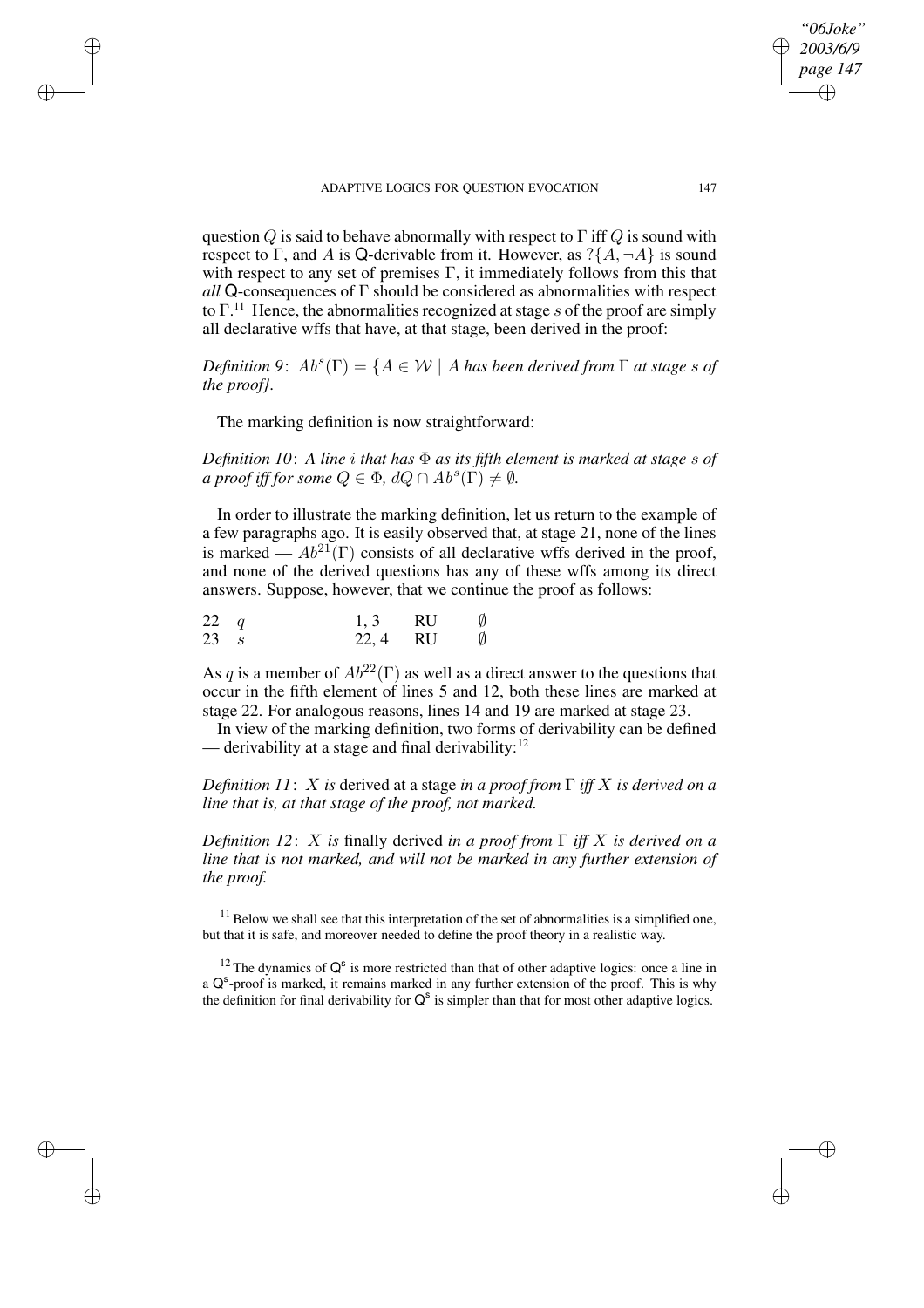question $Q$ is said to behave abnormally with respect to $\Gamma$ iff $Q$ is sound with respect to $\Gamma$, and $A$ is $\mathsf{Q}$-derivable from it. However, as $?\{A, \neg A\}$ is sound with respect to any set of premises $\Gamma$, it immediately follows from this that *all* $\mathsf{Q}$-consequences of $\Gamma$ should be considered as abnormalities with respect to $\Gamma$.[11] Hence, the abnormalities recognized at stage $s$ of the proof are simply all declarative wffs that have, at that stage, been derived in the proof:

*Definition 9*: $Ab^s(\Gamma) = \{A \in \mathcal{W} \mid A$ *has been derived from* $\Gamma$ *at stage* $s$ *of the proof}*.

The marking definition is now straightforward:

*Definition 10*: *A line* $i$ *that has* $\Phi$ *as its fifth element is marked at stage* $s$ *of a proof iff for some* $Q \in \Phi$, $dQ \cap Ab^s(\Gamma) \neq \emptyset$.

In order to illustrate the marking definition, let us return to the example of a few paragraphs ago. It is easily observed that, at stage 21, none of the lines is marked — $Ab^{21}(\Gamma)$ consists of all declarative wffs derived in the proof, and none of the derived questions has any of these wffs among its direct answers. Suppose, however, that we continue the proof as follows:

| | | | | |
|---|---|---|---|---|
| 22 | $q$ | 1, 3 | RU | $\emptyset$ |
| 23 | $s$ | 22, 4 | RU | $\emptyset$ |

As $q$ is a member of $Ab^{22}(\Gamma)$ as well as a direct answer to the questions that occur in the fifth element of lines 5 and 12, both these lines are marked at stage 22. For analogous reasons, lines 14 and 19 are marked at stage 23.

In view of the marking definition, two forms of derivability can be defined — derivability at a stage and final derivability:[12]

*Definition 11*: $X$ *is* derived at a stage *in a proof from* $\Gamma$ *iff* $X$ *is derived on a line that is, at that stage of the proof, not marked.*

*Definition 12*: $X$ *is* finally derived *in a proof from* $\Gamma$ *iff* $X$ *is derived on a line that is not marked, and will not be marked in any further extension of the proof.*

[11] Below we shall see that this interpretation of the set of abnormalities is a simplified one, but that it is safe, and moreover needed to define the proof theory in a realistic way.

[12] The dynamics of $\mathsf{Q^s}$ is more restricted than that of other adaptive logics: once a line in a $\mathsf{Q^s}$-proof is marked, it remains marked in any further extension of the proof. This is why the definition for final derivability for $\mathsf{Q^s}$ is simpler than that for most other adaptive logics.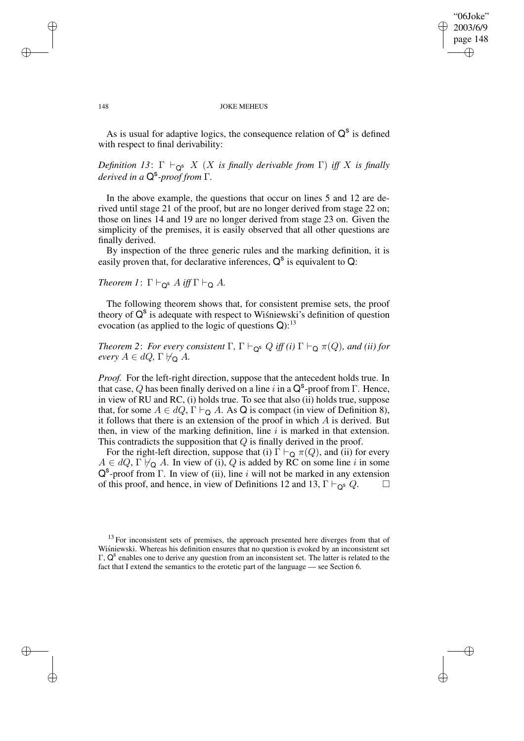As is usual for adaptive logics, the consequence relation of $\mathsf{Q^s}$ is defined with respect to final derivability:

*Definition 13*: $\Gamma \vdash_{\mathsf{Q^s}} X$ *($X$ is finally derivable from $\Gamma$) iff $X$ is finally derived in a $\mathsf{Q^s}$-proof from $\Gamma$.*

In the above example, the questions that occur on lines 5 and 12 are derived until stage 21 of the proof, but are no longer derived from stage 22 on; those on lines 14 and 19 are no longer derived from stage 23 on. Given the simplicity of the premises, it is easily observed that all other questions are finally derived.

By inspection of the three generic rules and the marking definition, it is easily proven that, for declarative inferences, $\mathsf{Q^s}$ is equivalent to $\mathsf{Q}$:

*Theorem 1*: $\Gamma \vdash_{\mathsf{Q^s}} A$ *iff* $\Gamma \vdash_{\mathsf{Q}} A$*.*

The following theorem shows that, for consistent premise sets, the proof theory of $\mathsf{Q^s}$ is adequate with respect to Wiśniewski's definition of question evocation (as applied to the logic of questions $\mathsf{Q}$):[13]

*Theorem 2*: *For every consistent $\Gamma$, $\Gamma \vdash_{\mathsf{Q^s}} Q$ iff (i) $\Gamma \vdash_{\mathsf{Q}} \pi(Q)$, and (ii) for every $A \in dQ$, $\Gamma \nvdash_{\mathsf{Q}} A$.*

*Proof.* For the left-right direction, suppose that the antecedent holds true. In that case, $Q$ has been finally derived on a line $i$ in a $\mathsf{Q^s}$-proof from $\Gamma$. Hence, in view of RU and RC, (i) holds true. To see that also (ii) holds true, suppose that, for some $A \in dQ$, $\Gamma \vdash_{\mathsf{Q}} A$. As $\mathsf{Q}$ is compact (in view of Definition 8), it follows that there is an extension of the proof in which $A$ is derived. But then, in view of the marking definition, line $i$ is marked in that extension. This contradicts the supposition that $Q$ is finally derived in the proof.

For the right-left direction, suppose that (i) $\Gamma \vdash_{\mathsf{Q}} \pi(Q)$, and (ii) for every $A \in dQ$, $\Gamma \nvdash_{\mathsf{Q}} A$. In view of (i), $Q$ is added by RC on some line $i$ in some $\mathsf{Q^s}$-proof from $\Gamma$. In view of (ii), line $i$ will not be marked in any extension of this proof, and hence, in view of Definitions 12 and 13, $\Gamma \vdash_{\mathsf{Q^s}} Q$. $\square$

[13] For inconsistent sets of premises, the approach presented here diverges from that of Wiśniewski. Whereas his definition ensures that no question is evoked by an inconsistent set $\Gamma$, $\mathsf{Q^s}$ enables one to derive any question from an inconsistent set. The latter is related to the fact that I extend the semantics to the erotetic part of the language — see Section 6.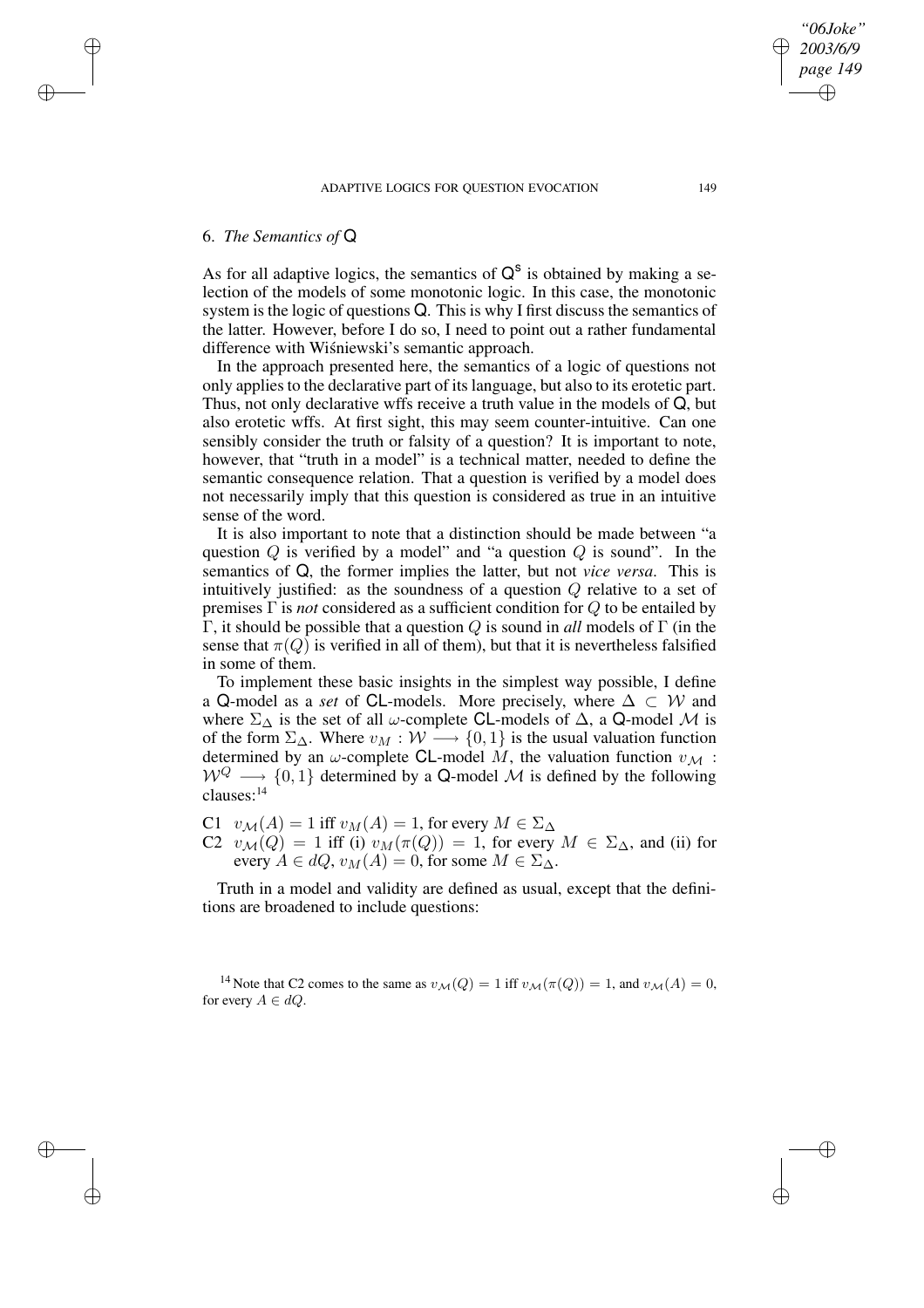## 6. *The Semantics of* Q

As for all adaptive logics, the semantics of $\mathsf{Q}^{\mathsf{s}}$ is obtained by making a selection of the models of some monotonic logic. In this case, the monotonic system is the logic of questions Q. This is why I first discuss the semantics of the latter. However, before I do so, I need to point out a rather fundamental difference with Wiśniewski's semantic approach.

In the approach presented here, the semantics of a logic of questions not only applies to the declarative part of its language, but also to its erotetic part. Thus, not only declarative wffs receive a truth value in the models of Q, but also erotetic wffs. At first sight, this may seem counter-intuitive. Can one sensibly consider the truth or falsity of a question? It is important to note, however, that "truth in a model" is a technical matter, needed to define the semantic consequence relation. That a question is verified by a model does not necessarily imply that this question is considered as true in an intuitive sense of the word.

It is also important to note that a distinction should be made between "a question $Q$ is verified by a model" and "a question $Q$ is sound". In the semantics of Q, the former implies the latter, but not *vice versa*. This is intuitively justified: as the soundness of a question $Q$ relative to a set of premises $\Gamma$ is *not* considered as a sufficient condition for $Q$ to be entailed by $\Gamma$, it should be possible that a question $Q$ is sound in *all* models of $\Gamma$ (in the sense that $\pi(Q)$ is verified in all of them), but that it is nevertheless falsified in some of them.

To implement these basic insights in the simplest way possible, I define a Q-model as a *set* of CL-models. More precisely, where $\Delta \subset \mathcal{W}$ and where $\Sigma_\Delta$ is the set of all $\omega$-complete CL-models of $\Delta$, a Q-model $\mathcal{M}$ is of the form $\Sigma_\Delta$. Where $v_M : \mathcal{W} \longrightarrow \{0, 1\}$ is the usual valuation function determined by an $\omega$-complete CL-model $M$, the valuation function $v_\mathcal{M}$ : $\mathcal{W}^Q \longrightarrow \{0, 1\}$ determined by a Q-model $\mathcal{M}$ is defined by the following clauses:[14]

C1 $v_\mathcal{M}(A) = 1$ iff $v_M(A) = 1$, for every $M \in \Sigma_\Delta$

C2 $v_\mathcal{M}(Q) = 1$ iff (i) $v_M(\pi(Q)) = 1$, for every $M \in \Sigma_\Delta$, and (ii) for every $A \in dQ$, $v_M(A) = 0$, for some $M \in \Sigma_\Delta$.

Truth in a model and validity are defined as usual, except that the definitions are broadened to include questions:

[14] Note that C2 comes to the same as $v_\mathcal{M}(Q) = 1$ iff $v_\mathcal{M}(\pi(Q)) = 1$, and $v_\mathcal{M}(A) = 0$, for every $A \in dQ$.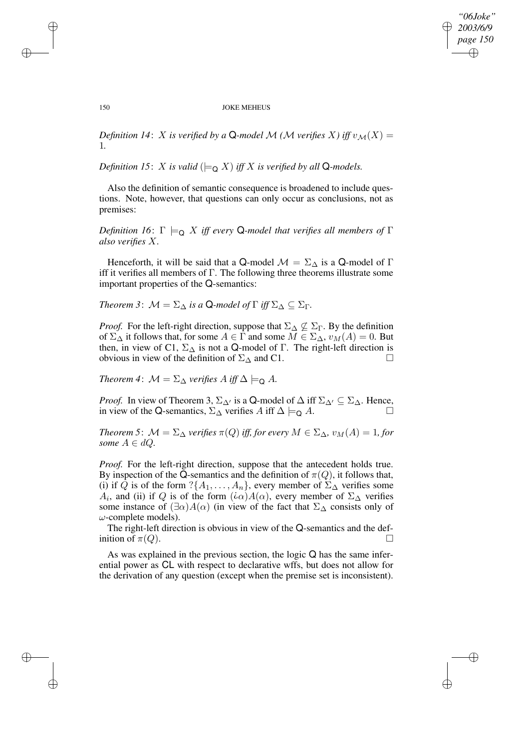*Definition 14*: *$X$ is verified by a* Q*-model $\mathcal{M}$ ($\mathcal{M}$ verifies $X$) iff $v_{\mathcal{M}}(X) = 1$.*

*Definition 15*: *$X$ is valid ($\models_{\mathsf{Q}} X$) iff $X$ is verified by all* Q*-models.*

Also the definition of semantic consequence is broadened to include questions. Note, however, that questions can only occur as conclusions, not as premises:

*Definition 16*: *$\Gamma \models_{\mathsf{Q}} X$ iff every* Q*-model that verifies all members of $\Gamma$ also verifies $X$.*

Henceforth, it will be said that a Q-model $\mathcal{M} = \Sigma_\Delta$ is a Q-model of $\Gamma$ iff it verifies all members of $\Gamma$. The following three theorems illustrate some important properties of the Q-semantics:

*Theorem 3*: *$\mathcal{M} = \Sigma_\Delta$ is a* Q*-model of $\Gamma$ iff $\Sigma_\Delta \subseteq \Sigma_\Gamma$.*

*Proof.* For the left-right direction, suppose that $\Sigma_\Delta \not\subseteq \Sigma_\Gamma$. By the definition of $\Sigma_\Delta$ it follows that, for some $A \in \Gamma$ and some $M \in \Sigma_\Delta$, $v_M(A) = 0$. But then, in view of C1, $\Sigma_\Delta$ is not a Q-model of $\Gamma$. The right-left direction is obvious in view of the definition of $\Sigma_\Delta$ and C1. □

*Theorem 4*: *$\mathcal{M} = \Sigma_\Delta$ verifies $A$ iff $\Delta \models_{\mathsf{Q}} A$.*

*Proof.* In view of Theorem 3, $\Sigma_{\Delta'}$ is a Q-model of $\Delta$ iff $\Sigma_{\Delta'} \subseteq \Sigma_\Delta$. Hence, in view of the Q-semantics, $\Sigma_\Delta$ verifies $A$ iff $\Delta \models_{\mathsf{Q}} A$. □

*Theorem 5*: *$\mathcal{M} = \Sigma_\Delta$ verifies $\pi(Q)$ iff, for every $M \in \Sigma_\Delta$, $v_M(A) = 1$, for some $A \in dQ$.*

*Proof.* For the left-right direction, suppose that the antecedent holds true. By inspection of the Q-semantics and the definition of $\pi(Q)$, it follows that, (i) if $Q$ is of the form $?\{A_1, \ldots, A_n\}$, every member of $\Sigma_\Delta$ verifies some $A_i$, and (ii) if $Q$ is of the form $(¿\alpha)A(\alpha)$, every member of $\Sigma_\Delta$ verifies some instance of $(\exists\alpha)A(\alpha)$ (in view of the fact that $\Sigma_\Delta$ consists only of $\omega$-complete models).

The right-left direction is obvious in view of the Q-semantics and the definition of $\pi(Q)$. □

As was explained in the previous section, the logic Q has the same inferential power as CL with respect to declarative wffs, but does not allow for the derivation of any question (except when the premise set is inconsistent).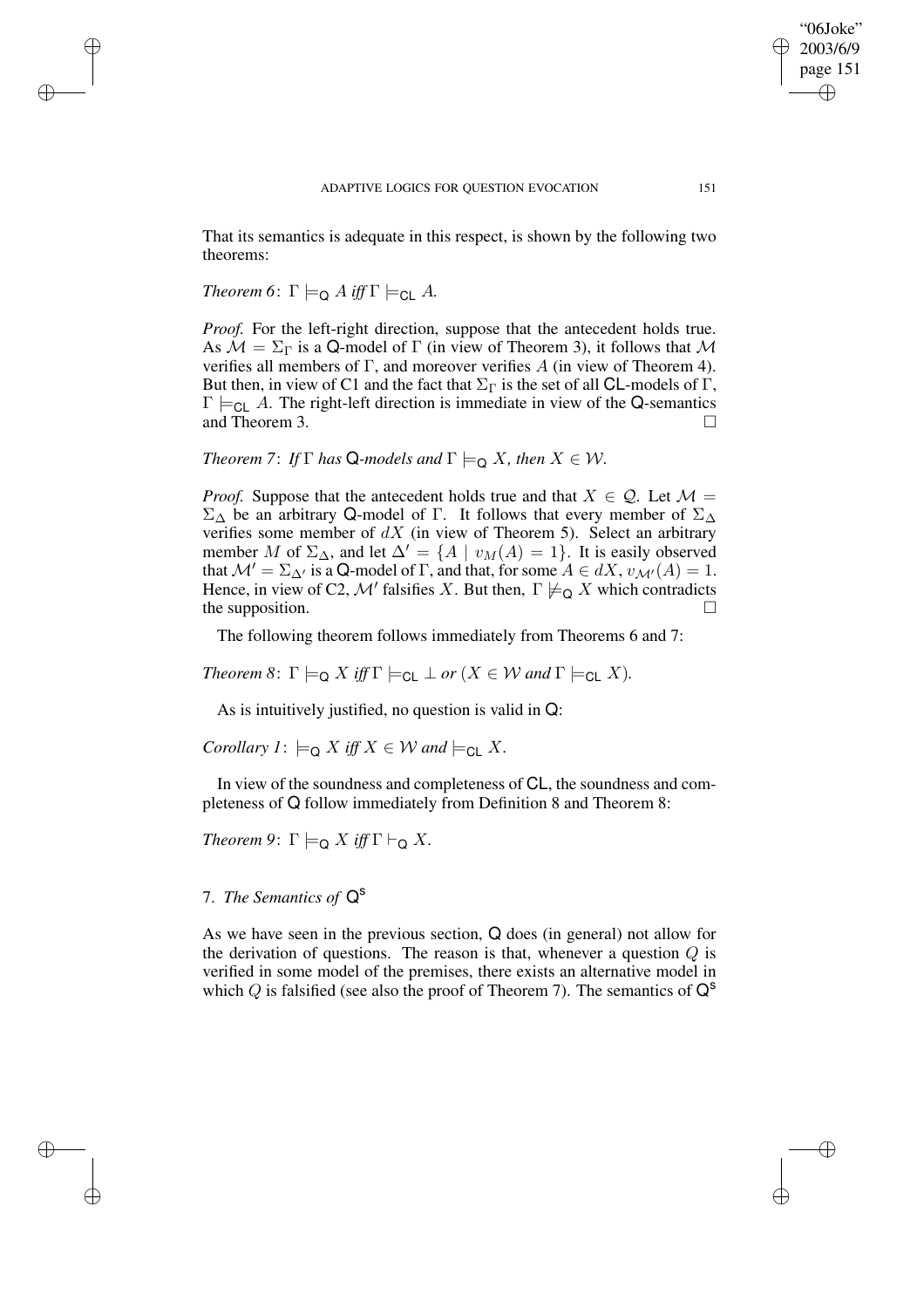That its semantics is adequate in this respect, is shown by the following two theorems:

*Theorem 6*: $\Gamma \models_{\mathsf{Q}} A$ *iff* $\Gamma \models_{\mathsf{CL}} A$.

*Proof.* For the left-right direction, suppose that the antecedent holds true. As $\mathcal{M} = \Sigma_\Gamma$ is a Q-model of $\Gamma$ (in view of Theorem 3), it follows that $\mathcal{M}$ verifies all members of $\Gamma$, and moreover verifies $A$ (in view of Theorem 4). But then, in view of C1 and the fact that $\Sigma_\Gamma$ is the set of all CL-models of $\Gamma$, $\Gamma \models_{\mathsf{CL}} A$. The right-left direction is immediate in view of the Q-semantics and Theorem 3. □

*Theorem 7*: *If* $\Gamma$ *has* Q*-models and* $\Gamma \models_{\mathsf{Q}} X$*, then* $X \in \mathcal{W}$.

*Proof.* Suppose that the antecedent holds true and that $X \in \mathcal{Q}$. Let $\mathcal{M} = \Sigma_\Delta$ be an arbitrary Q-model of $\Gamma$. It follows that every member of $\Sigma_\Delta$ verifies some member of $dX$ (in view of Theorem 5). Select an arbitrary member $M$ of $\Sigma_\Delta$, and let $\Delta' = \{A \mid v_M(A) = 1\}$. It is easily observed that $\mathcal{M}' = \Sigma_{\Delta'}$ is a Q-model of $\Gamma$, and that, for some $A \in dX$, $v_{\mathcal{M}'}(A) = 1$. Hence, in view of C2, $\mathcal{M}'$ falsifies $X$. But then, $\Gamma \not\models_{\mathsf{Q}} X$ which contradicts the supposition. □

The following theorem follows immediately from Theorems 6 and 7:

*Theorem 8*: $\Gamma \models_{\mathsf{Q}} X$ *iff* $\Gamma \models_{\mathsf{CL}} \bot$ *or* ($X \in \mathcal{W}$ *and* $\Gamma \models_{\mathsf{CL}} X$).

As is intuitively justified, no question is valid in Q:

*Corollary 1*: $\models_{\mathsf{Q}} X$ *iff* $X \in \mathcal{W}$ *and* $\models_{\mathsf{CL}} X$.

In view of the soundness and completeness of CL, the soundness and completeness of Q follow immediately from Definition 8 and Theorem 8:

*Theorem 9*: $\Gamma \models_{\mathsf{Q}} X$ *iff* $\Gamma \vdash_{\mathsf{Q}} X$.

## 7. *The Semantics of* $\mathsf{Q}^{\mathsf{s}}$

As we have seen in the previous section, Q does (in general) not allow for the derivation of questions. The reason is that, whenever a question $Q$ is verified in some model of the premises, there exists an alternative model in which $Q$ is falsified (see also the proof of Theorem 7). The semantics of $\mathsf{Q}^{\mathsf{s}}$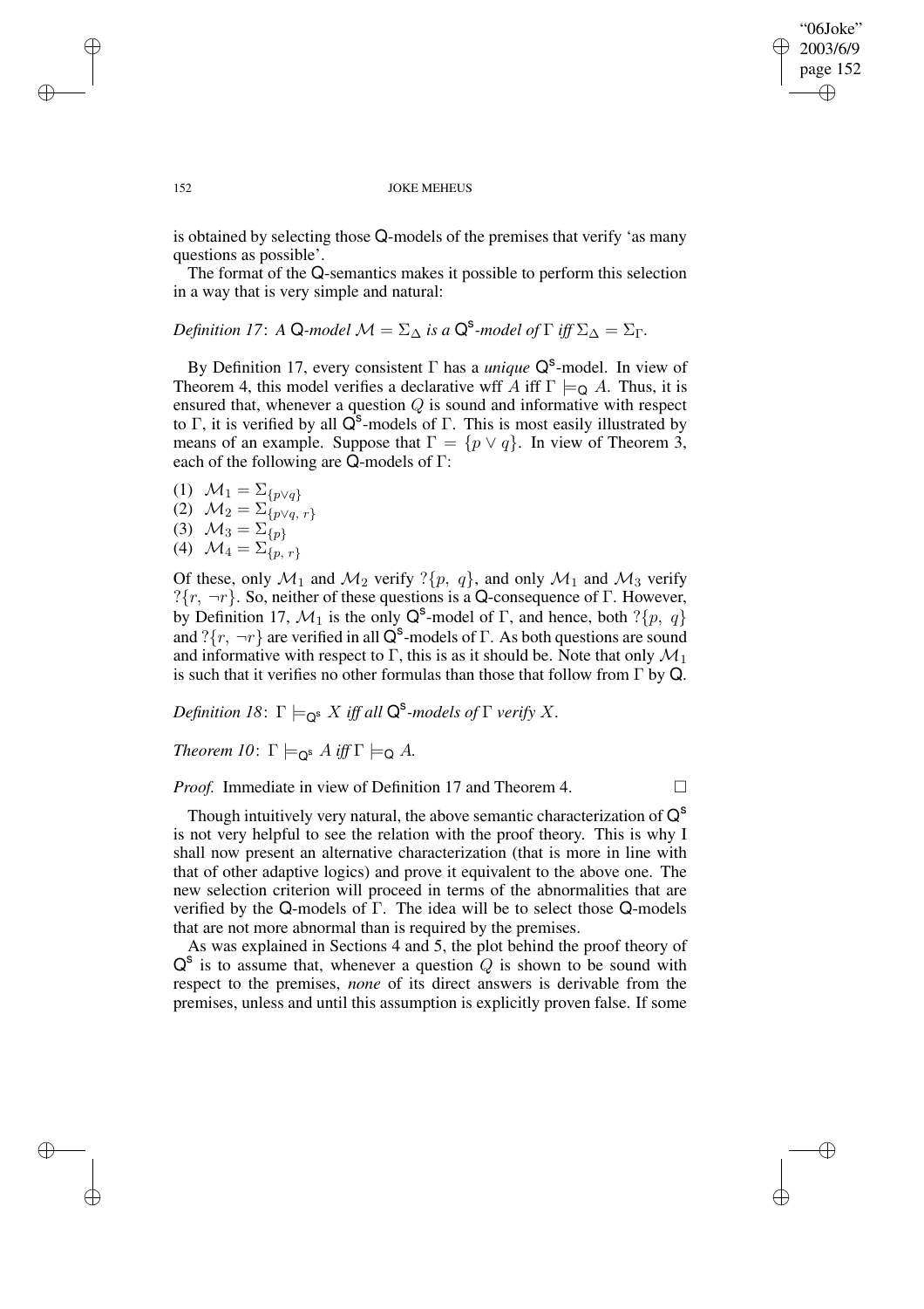is obtained by selecting those $\mathsf{Q}$-models of the premises that verify 'as many questions as possible'.

The format of the $\mathsf{Q}$-semantics makes it possible to perform this selection in a way that is very simple and natural:

*Definition 17*: *A* $\mathsf{Q}$*-model* $\mathcal{M} = \Sigma_\Delta$ *is a* $\mathsf{Q}^{\mathsf{s}}$*-model of* $\Gamma$ *iff* $\Sigma_\Delta = \Sigma_\Gamma$.

By Definition 17, every consistent $\Gamma$ has a *unique* $\mathsf{Q}^{\mathsf{s}}$-model. In view of Theorem 4, this model verifies a declarative wff $A$ iff $\Gamma \models_{\mathsf{Q}} A$. Thus, it is ensured that, whenever a question $Q$ is sound and informative with respect to $\Gamma$, it is verified by all $\mathsf{Q}^{\mathsf{s}}$-models of $\Gamma$. This is most easily illustrated by means of an example. Suppose that $\Gamma = \{p \vee q\}$. In view of Theorem 3, each of the following are $\mathsf{Q}$-models of $\Gamma$:

(1) $\mathcal{M}_1 = \Sigma_{\{p \vee q\}}$
(2) $\mathcal{M}_2 = \Sigma_{\{p \vee q,\ r\}}$
(3) $\mathcal{M}_3 = \Sigma_{\{p\}}$
(4) $\mathcal{M}_4 = \Sigma_{\{p,\ r\}}$

Of these, only $\mathcal{M}_1$ and $\mathcal{M}_2$ verify $?\{p,\ q\}$, and only $\mathcal{M}_1$ and $\mathcal{M}_3$ verify $?\{r,\ \neg r\}$. So, neither of these questions is a $\mathsf{Q}$-consequence of $\Gamma$. However, by Definition 17, $\mathcal{M}_1$ is the only $\mathsf{Q}^{\mathsf{s}}$-model of $\Gamma$, and hence, both $?\{p,\ q\}$ and $?\{r,\ \neg r\}$ are verified in all $\mathsf{Q}^{\mathsf{s}}$-models of $\Gamma$. As both questions are sound and informative with respect to $\Gamma$, this is as it should be. Note that only $\mathcal{M}_1$ is such that it verifies no other formulas than those that follow from $\Gamma$ by $\mathsf{Q}$.

*Definition 18*: $\Gamma \models_{\mathsf{Q}^{\mathsf{s}}} X$ *iff all* $\mathsf{Q}^{\mathsf{s}}$*-models of* $\Gamma$ *verify* $X$.

*Theorem 10*: $\Gamma \models_{\mathsf{Q}^{\mathsf{s}}} A$ *iff* $\Gamma \models_{\mathsf{Q}} A$.

*Proof.* Immediate in view of Definition 17 and Theorem 4. □

Though intuitively very natural, the above semantic characterization of $\mathsf{Q}^{\mathsf{s}}$ is not very helpful to see the relation with the proof theory. This is why I shall now present an alternative characterization (that is more in line with that of other adaptive logics) and prove it equivalent to the above one. The new selection criterion will proceed in terms of the abnormalities that are verified by the $\mathsf{Q}$-models of $\Gamma$. The idea will be to select those $\mathsf{Q}$-models that are not more abnormal than is required by the premises.

As was explained in Sections 4 and 5, the plot behind the proof theory of $\mathsf{Q}^{\mathsf{s}}$ is to assume that, whenever a question $Q$ is shown to be sound with respect to the premises, *none* of its direct answers is derivable from the premises, unless and until this assumption is explicitly proven false. If some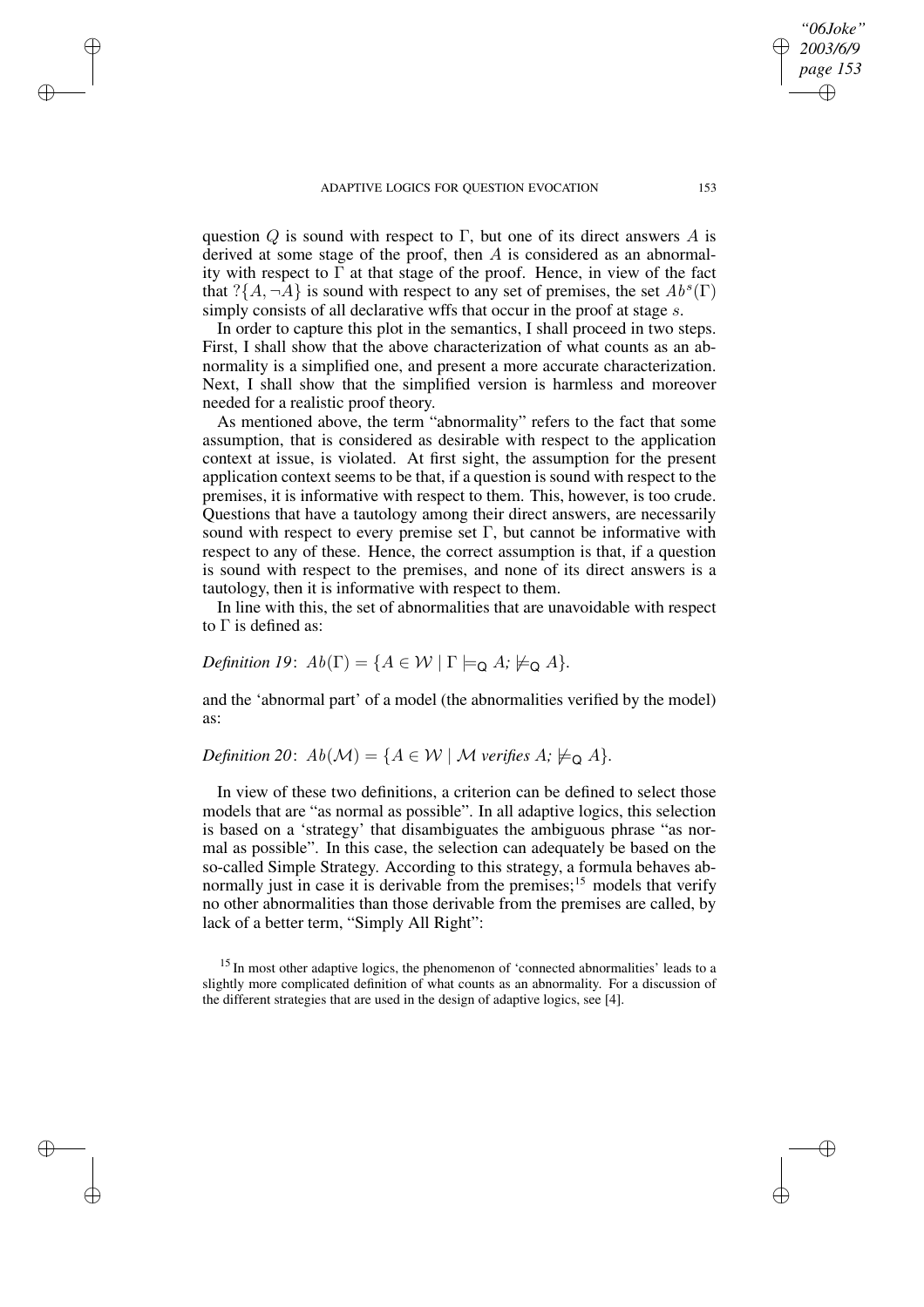question $Q$ is sound with respect to $\Gamma$, but one of its direct answers $A$ is derived at some stage of the proof, then $A$ is considered as an abnormality with respect to $\Gamma$ at that stage of the proof. Hence, in view of the fact that $?\{A, \neg A\}$ is sound with respect to any set of premises, the set $Ab^s(\Gamma)$ simply consists of all declarative wffs that occur in the proof at stage $s$.

In order to capture this plot in the semantics, I shall proceed in two steps. First, I shall show that the above characterization of what counts as an abnormality is a simplified one, and present a more accurate characterization. Next, I shall show that the simplified version is harmless and moreover needed for a realistic proof theory.

As mentioned above, the term "abnormality" refers to the fact that some assumption, that is considered as desirable with respect to the application context at issue, is violated. At first sight, the assumption for the present application context seems to be that, if a question is sound with respect to the premises, it is informative with respect to them. This, however, is too crude. Questions that have a tautology among their direct answers, are necessarily sound with respect to every premise set $\Gamma$, but cannot be informative with respect to any of these. Hence, the correct assumption is that, if a question is sound with respect to the premises, and none of its direct answers is a tautology, then it is informative with respect to them.

In line with this, the set of abnormalities that are unavoidable with respect to $\Gamma$ is defined as:

*Definition 19*: $Ab(\Gamma) = \{A \in \mathcal{W} \mid \Gamma \models_{\mathsf{Q}} A;\ \not\models_{\mathsf{Q}} A\}$.

and the 'abnormal part' of a model (the abnormalities verified by the model) as:

*Definition 20*: $Ab(\mathcal{M}) = \{A \in \mathcal{W} \mid \mathcal{M}$ *verifies* $A;\ \not\models_{\mathsf{Q}} A\}$.

In view of these two definitions, a criterion can be defined to select those models that are "as normal as possible". In all adaptive logics, this selection is based on a 'strategy' that disambiguates the ambiguous phrase "as normal as possible". In this case, the selection can adequately be based on the so-called Simple Strategy. According to this strategy, a formula behaves abnormally just in case it is derivable from the premises;[15] models that verify no other abnormalities than those derivable from the premises are called, by lack of a better term, "Simply All Right":

[15] In most other adaptive logics, the phenomenon of 'connected abnormalities' leads to a slightly more complicated definition of what counts as an abnormality. For a discussion of the different strategies that are used in the design of adaptive logics, see [4].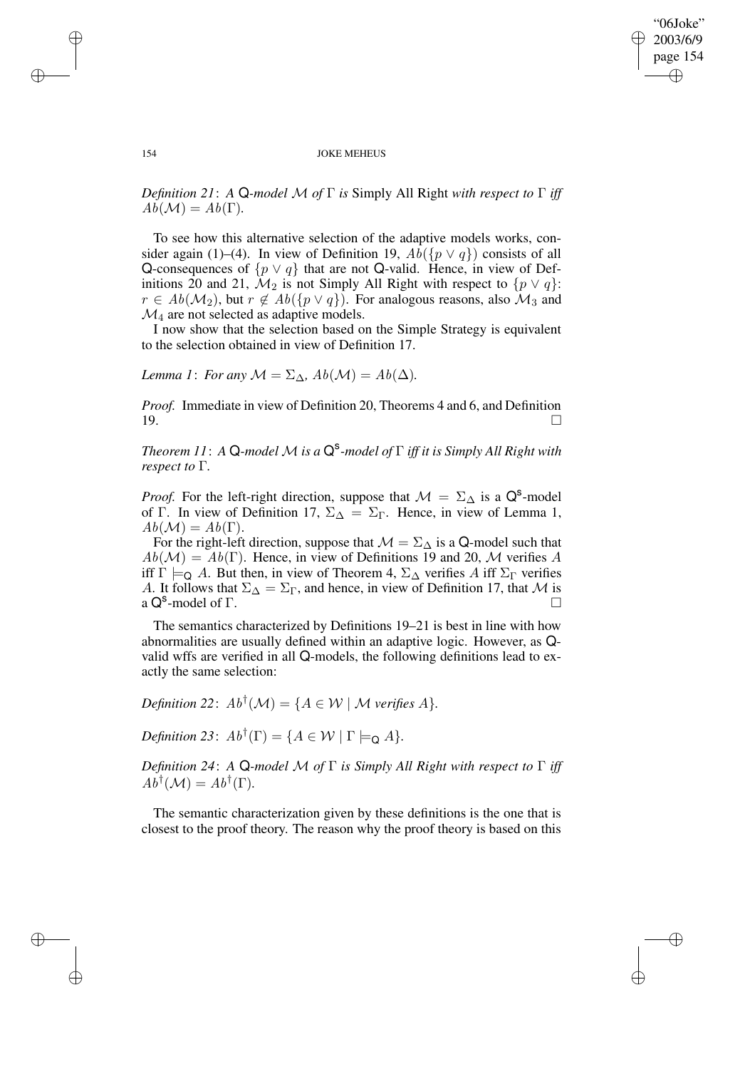*Definition 21*: *A* Q*-model* $\mathcal{M}$ *of* $\Gamma$ *is* Simply All Right *with respect to* $\Gamma$ *iff* $Ab(\mathcal{M}) = Ab(\Gamma)$.

To see how this alternative selection of the adaptive models works, consider again (1)–(4). In view of Definition 19, $Ab(\{p \vee q\})$ consists of all Q-consequences of $\{p \vee q\}$ that are not Q-valid. Hence, in view of Definitions 20 and 21, $\mathcal{M}_2$ is not Simply All Right with respect to $\{p \vee q\}$: $r \in Ab(\mathcal{M}_2)$, but $r \notin Ab(\{p \vee q\})$. For analogous reasons, also $\mathcal{M}_3$ and $\mathcal{M}_4$ are not selected as adaptive models.

I now show that the selection based on the Simple Strategy is equivalent to the selection obtained in view of Definition 17.

*Lemma 1*: *For any* $\mathcal{M} = \Sigma_\Delta$, $Ab(\mathcal{M}) = Ab(\Delta)$.

*Proof.* Immediate in view of Definition 20, Theorems 4 and 6, and Definition 19. □

*Theorem 11*: *A* Q*-model* $\mathcal{M}$ *is a* $\mathsf{Q}^{\mathsf{s}}$*-model of* $\Gamma$ *iff it is Simply All Right with respect to* $\Gamma$.

*Proof.* For the left-right direction, suppose that $\mathcal{M} = \Sigma_\Delta$ is a $\mathsf{Q}^{\mathsf{s}}$-model of $\Gamma$. In view of Definition 17, $\Sigma_\Delta = \Sigma_\Gamma$. Hence, in view of Lemma 1, $Ab(\mathcal{M}) = Ab(\Gamma)$.

For the right-left direction, suppose that $\mathcal{M} = \Sigma_\Delta$ is a Q-model such that $Ab(\mathcal{M}) = Ab(\Gamma)$. Hence, in view of Definitions 19 and 20, $\mathcal{M}$ verifies $A$ iff $\Gamma \models_{\mathsf{Q}} A$. But then, in view of Theorem 4, $\Sigma_\Delta$ verifies $A$ iff $\Sigma_\Gamma$ verifies $A$. It follows that $\Sigma_\Delta = \Sigma_\Gamma$, and hence, in view of Definition 17, that $\mathcal{M}$ is a $\mathsf{Q}^{\mathsf{s}}$-model of $\Gamma$. □

The semantics characterized by Definitions 19–21 is best in line with how abnormalities are usually defined within an adaptive logic. However, as Q-valid wffs are verified in all Q-models, the following definitions lead to exactly the same selection:

*Definition 22*: $Ab^{\dagger}(\mathcal{M}) = \{A \in \mathcal{W} \mid \mathcal{M} \text{ verifies } A\}$.

*Definition 23*: $Ab^{\dagger}(\Gamma) = \{A \in \mathcal{W} \mid \Gamma \models_{\mathsf{Q}} A\}$.

*Definition 24*: *A* Q*-model* $\mathcal{M}$ *of* $\Gamma$ *is Simply All Right with respect to* $\Gamma$ *iff* $Ab^{\dagger}(\mathcal{M}) = Ab^{\dagger}(\Gamma)$.

The semantic characterization given by these definitions is the one that is closest to the proof theory. The reason why the proof theory is based on this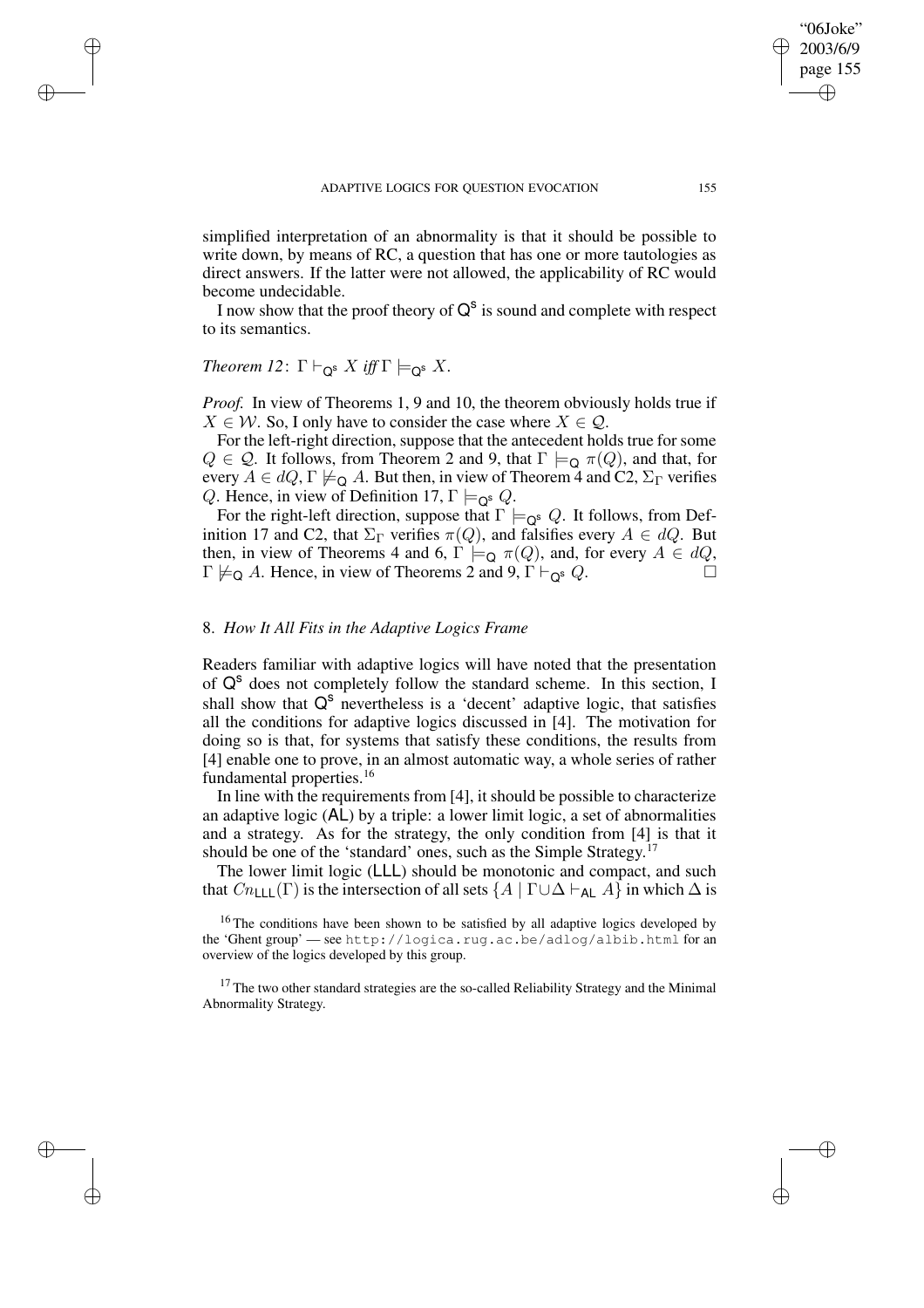simplified interpretation of an abnormality is that it should be possible to write down, by means of RC, a question that has one or more tautologies as direct answers. If the latter were not allowed, the applicability of RC would become undecidable.

I now show that the proof theory of $\mathsf{Q^s}$ is sound and complete with respect to its semantics.

*Theorem 12*: $\Gamma \vdash_{\mathsf{Q^s}} X$ *iff* $\Gamma \models_{\mathsf{Q^s}} X$.

*Proof.* In view of Theorems 1, 9 and 10, the theorem obviously holds true if $X \in \mathcal{W}$. So, I only have to consider the case where $X \in \mathcal{Q}$.

For the left-right direction, suppose that the antecedent holds true for some $Q \in \mathcal{Q}$. It follows, from Theorem 2 and 9, that $\Gamma \models_{\mathsf{Q}} \pi(Q)$, and that, for every $A \in dQ$, $\Gamma \not\models_{\mathsf{Q}} A$. But then, in view of Theorem 4 and C2, $\Sigma_\Gamma$ verifies $Q$. Hence, in view of Definition 17, $\Gamma \models_{\mathsf{Q^s}} Q$.

For the right-left direction, suppose that $\Gamma \models_{\mathsf{Q^s}} Q$. It follows, from Definition 17 and C2, that $\Sigma_\Gamma$ verifies $\pi(Q)$, and falsifies every $A \in dQ$. But then, in view of Theorems 4 and 6, $\Gamma \models_{\mathsf{Q}} \pi(Q)$, and, for every $A \in dQ$, $\Gamma \not\models_{\mathsf{Q}} A$. Hence, in view of Theorems 2 and 9, $\Gamma \vdash_{\mathsf{Q^s}} Q$. □

## 8. *How It All Fits in the Adaptive Logics Frame*

Readers familiar with adaptive logics will have noted that the presentation of $\mathsf{Q^s}$ does not completely follow the standard scheme. In this section, I shall show that $\mathsf{Q^s}$ nevertheless is a 'decent' adaptive logic, that satisfies all the conditions for adaptive logics discussed in [4]. The motivation for doing so is that, for systems that satisfy these conditions, the results from [4] enable one to prove, in an almost automatic way, a whole series of rather fundamental properties.[16]

In line with the requirements from [4], it should be possible to characterize an adaptive logic ($\mathsf{AL}$) by a triple: a lower limit logic, a set of abnormalities and a strategy. As for the strategy, the only condition from [4] is that it should be one of the 'standard' ones, such as the Simple Strategy.[17]

The lower limit logic ($\mathsf{LLL}$) should be monotonic and compact, and such that $Cn_{\mathsf{LLL}}(\Gamma)$ is the intersection of all sets $\{A \mid \Gamma \cup \Delta \vdash_{\mathsf{AL}} A\}$ in which $\Delta$ is

[16] The conditions have been shown to be satisfied by all adaptive logics developed by the 'Ghent group' — see http://logica.rug.ac.be/adlog/albib.html for an overview of the logics developed by this group.

[17] The two other standard strategies are the so-called Reliability Strategy and the Minimal Abnormality Strategy.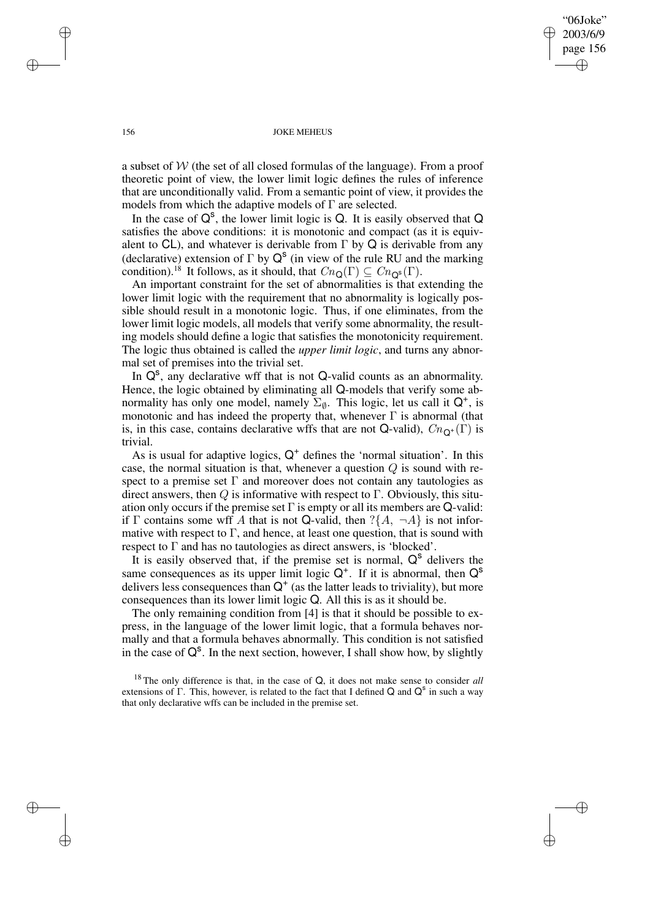a subset of $\mathcal{W}$ (the set of all closed formulas of the language). From a proof theoretic point of view, the lower limit logic defines the rules of inference that are unconditionally valid. From a semantic point of view, it provides the models from which the adaptive models of $\Gamma$ are selected.

In the case of $\mathsf{Q}^{\mathsf{s}}$, the lower limit logic is $\mathsf{Q}$. It is easily observed that $\mathsf{Q}$ satisfies the above conditions: it is monotonic and compact (as it is equivalent to $\mathsf{CL}$), and whatever is derivable from $\Gamma$ by $\mathsf{Q}$ is derivable from any (declarative) extension of $\Gamma$ by $\mathsf{Q}^{\mathsf{s}}$ (in view of the rule RU and the marking condition).[18] It follows, as it should, that $Cn_{\mathsf{Q}}(\Gamma) \subseteq Cn_{\mathsf{Q}^{\mathsf{s}}}(\Gamma)$.

An important constraint for the set of abnormalities is that extending the lower limit logic with the requirement that no abnormality is logically possible should result in a monotonic logic. Thus, if one eliminates, from the lower limit logic models, all models that verify some abnormality, the resulting models should define a logic that satisfies the monotonicity requirement. The logic thus obtained is called the *upper limit logic*, and turns any abnormal set of premises into the trivial set.

In $\mathsf{Q}^{\mathsf{s}}$, any declarative wff that is not $\mathsf{Q}$-valid counts as an abnormality. Hence, the logic obtained by eliminating all $\mathsf{Q}$-models that verify some abnormality has only one model, namely $\Sigma_{\emptyset}$. This logic, let us call it $\mathsf{Q}^{+}$, is monotonic and has indeed the property that, whenever $\Gamma$ is abnormal (that is, in this case, contains declarative wffs that are not $\mathsf{Q}$-valid), $Cn_{\mathsf{Q}^{+}}(\Gamma)$ is trivial.

As is usual for adaptive logics, $\mathsf{Q}^{+}$ defines the 'normal situation'. In this case, the normal situation is that, whenever a question $Q$ is sound with respect to a premise set $\Gamma$ and moreover does not contain any tautologies as direct answers, then $Q$ is informative with respect to $\Gamma$. Obviously, this situation only occurs if the premise set $\Gamma$ is empty or all its members are $\mathsf{Q}$-valid: if $\Gamma$ contains some wff $A$ that is not $\mathsf{Q}$-valid, then $?\{A, \neg A\}$ is not informative with respect to $\Gamma$, and hence, at least one question, that is sound with respect to $\Gamma$ and has no tautologies as direct answers, is 'blocked'.

It is easily observed that, if the premise set is normal, $\mathsf{Q}^{\mathsf{s}}$ delivers the same consequences as its upper limit logic $\mathsf{Q}^{+}$. If it is abnormal, then $\mathsf{Q}^{\mathsf{s}}$ delivers less consequences than $\mathsf{Q}^{+}$ (as the latter leads to triviality), but more consequences than its lower limit logic $\mathsf{Q}$. All this is as it should be.

The only remaining condition from [4] is that it should be possible to express, in the language of the lower limit logic, that a formula behaves normally and that a formula behaves abnormally. This condition is not satisfied in the case of $\mathsf{Q}^{\mathsf{s}}$. In the next section, however, I shall show how, by slightly

[18] The only difference is that, in the case of $\mathsf{Q}$, it does not make sense to consider *all* extensions of $\Gamma$. This, however, is related to the fact that I defined $\mathsf{Q}$ and $\mathsf{Q}^{\mathsf{s}}$ in such a way that only declarative wffs can be included in the premise set.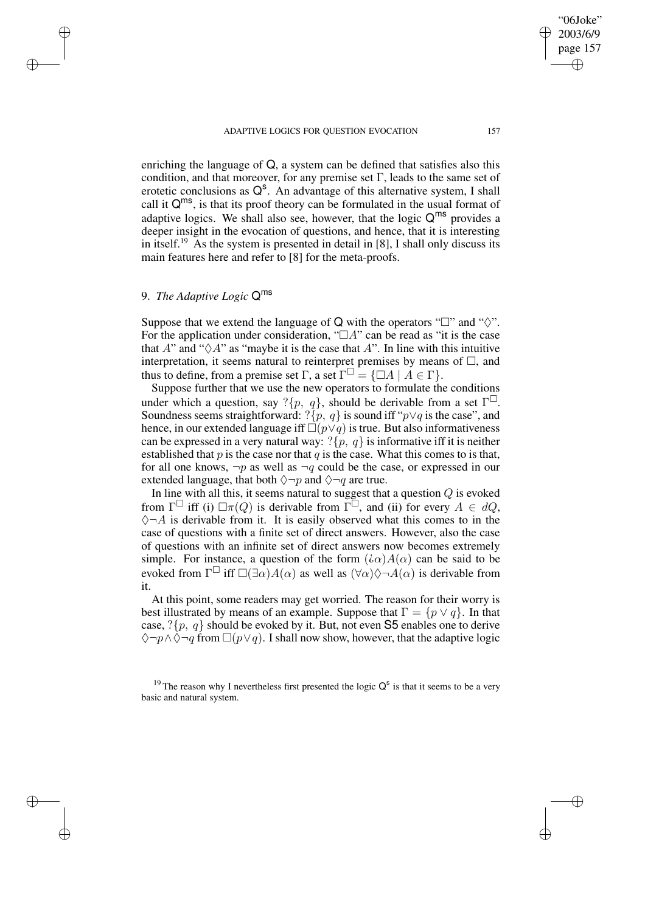enriching the language of $\mathsf{Q}$, a system can be defined that satisfies also this condition, and that moreover, for any premise set $\Gamma$, leads to the same set of erotetic conclusions as $\mathsf{Q}^{\mathsf{s}}$. An advantage of this alternative system, I shall call it $\mathsf{Q}^{\mathsf{ms}}$, is that its proof theory can be formulated in the usual format of adaptive logics. We shall also see, however, that the logic $\mathsf{Q}^{\mathsf{ms}}$ provides a deeper insight in the evocation of questions, and hence, that it is interesting in itself.[19] As the system is presented in detail in [8], I shall only discuss its main features here and refer to [8] for the meta-proofs.

## 9. *The Adaptive Logic* $\mathsf{Q}^{\mathsf{ms}}$

Suppose that we extend the language of $\mathsf{Q}$ with the operators "$\Box$" and "$\Diamond$". For the application under consideration, "$\Box A$" can be read as "it is the case that $A$" and "$\Diamond A$" as "maybe it is the case that $A$". In line with this intuitive interpretation, it seems natural to reinterpret premises by means of $\Box$, and thus to define, from a premise set $\Gamma$, a set $\Gamma^{\Box} = \{\Box A \mid A \in \Gamma\}$.

Suppose further that we use the new operators to formulate the conditions under which a question, say $?\{p,\ q\}$, should be derivable from a set $\Gamma^{\Box}$. Soundness seems straightforward: $?\{p,\ q\}$ is sound iff "$p \vee q$ is the case", and hence, in our extended language iff $\Box(p \vee q)$ is true. But also informativeness can be expressed in a very natural way: $?\{p,\ q\}$ is informative iff it is neither established that $p$ is the case nor that $q$ is the case. What this comes to is that, for all one knows, $\neg p$ as well as $\neg q$ could be the case, or expressed in our extended language, that both $\Diamond\neg p$ and $\Diamond\neg q$ are true.

In line with all this, it seems natural to suggest that a question $Q$ is evoked from $\Gamma^{\Box}$ iff (i) $\Box\pi(Q)$ is derivable from $\Gamma^{\Box}$, and (ii) for every $A \in dQ$, $\Diamond\neg A$ is derivable from it. It is easily observed what this comes to in the case of questions with a finite set of direct answers. However, also the case of questions with an infinite set of direct answers now becomes extremely simple. For instance, a question of the form $(¿\alpha)A(\alpha)$ can be said to be evoked from $\Gamma^{\Box}$ iff $\Box(\exists\alpha)A(\alpha)$ as well as $(\forall\alpha)\Diamond\neg A(\alpha)$ is derivable from it.

At this point, some readers may get worried. The reason for their worry is best illustrated by means of an example. Suppose that $\Gamma = \{p \vee q\}$. In that case, $?\{p,\ q\}$ should be evoked by it. But, not even $\mathsf{S5}$ enables one to derive $\Diamond\neg p \wedge \Diamond\neg q$ from $\Box(p \vee q)$. I shall now show, however, that the adaptive logic

[19] The reason why I nevertheless first presented the logic $\mathsf{Q}^{\mathsf{s}}$ is that it seems to be a very basic and natural system.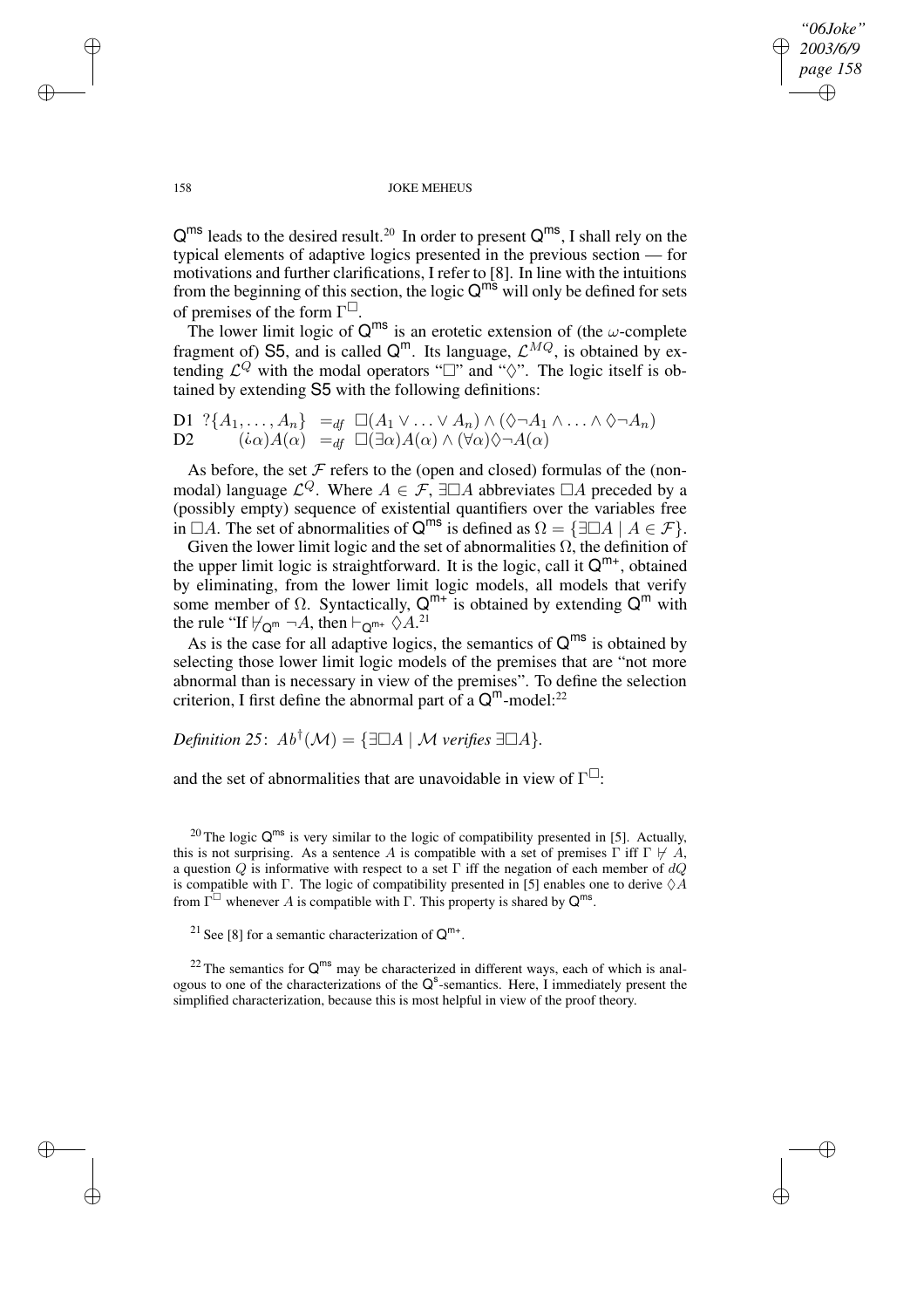$\mathsf{Q}^{\mathsf{ms}}$ leads to the desired result.[20] In order to present $\mathsf{Q}^{\mathsf{ms}}$, I shall rely on the typical elements of adaptive logics presented in the previous section — for motivations and further clarifications, I refer to [8]. In line with the intuitions from the beginning of this section, the logic $\mathsf{Q}^{\mathsf{ms}}$ will only be defined for sets of premises of the form $\Gamma^{\Box}$.

The lower limit logic of $\mathsf{Q}^{\mathsf{ms}}$ is an erotetic extension of (the $\omega$-complete fragment of) $\mathsf{S5}$, and is called $\mathsf{Q}^{\mathsf{m}}$. Its language, $\mathcal{L}^{MQ}$, is obtained by extending $\mathcal{L}^{Q}$ with the modal operators "$\Box$" and "$\Diamond$". The logic itself is obtained by extending $\mathsf{S5}$ with the following definitions:

$$
\begin{array}{lll}
\text{D1} & ?\{A_1, \ldots, A_n\} & =_{df} \ \Box(A_1 \vee \ldots \vee A_n) \wedge (\Diamond\neg A_1 \wedge \ldots \wedge \Diamond\neg A_n) \\
\text{D2} & (\iota\alpha)A(\alpha) & =_{df} \ \Box(\exists\alpha)A(\alpha) \wedge (\forall\alpha)\Diamond\neg A(\alpha)
\end{array}
$$

As before, the set $\mathcal{F}$ refers to the (open and closed) formulas of the (non-modal) language $\mathcal{L}^{Q}$. Where $A \in \mathcal{F}$, $\exists\Box A$ abbreviates $\Box A$ preceded by a (possibly empty) sequence of existential quantifiers over the variables free in $\Box A$. The set of abnormalities of $\mathsf{Q}^{\mathsf{ms}}$ is defined as $\Omega = \{\exists\Box A \mid A \in \mathcal{F}\}$.

Given the lower limit logic and the set of abnormalities $\Omega$, the definition of the upper limit logic is straightforward. It is the logic, call it $\mathsf{Q}^{\mathsf{m+}}$, obtained by eliminating, from the lower limit logic models, all models that verify some member of $\Omega$. Syntactically, $\mathsf{Q}^{\mathsf{m+}}$ is obtained by extending $\mathsf{Q}^{\mathsf{m}}$ with the rule "If $\nvdash_{\mathsf{Q}^{\mathsf{m}}} \neg A$, then $\vdash_{\mathsf{Q}^{\mathsf{m+}}} \Diamond A$.[21]

As is the case for all adaptive logics, the semantics of $\mathsf{Q}^{\mathsf{ms}}$ is obtained by selecting those lower limit logic models of the premises that are "not more abnormal than is necessary in view of the premises". To define the selection criterion, I first define the abnormal part of a $\mathsf{Q}^{\mathsf{m}}$-model:[22]

*Definition 25*: $Ab^{\dagger}(\mathcal{M}) = \{\exists\Box A \mid \mathcal{M} \textit{ verifies } \exists\Box A\}$.

and the set of abnormalities that are unavoidable in view of $\Gamma^{\Box}$:

---

[20] The logic $\mathsf{Q}^{\mathsf{ms}}$ is very similar to the logic of compatibility presented in [5]. Actually, this is not surprising. As a sentence $A$ is compatible with a set of premises $\Gamma$ iff $\Gamma \nvdash A$, a question $Q$ is informative with respect to a set $\Gamma$ iff the negation of each member of $dQ$ is compatible with $\Gamma$. The logic of compatibility presented in [5] enables one to derive $\Diamond A$ from $\Gamma^{\Box}$ whenever $A$ is compatible with $\Gamma$. This property is shared by $\mathsf{Q}^{\mathsf{ms}}$.

[21] See [8] for a semantic characterization of $\mathsf{Q}^{\mathsf{m+}}$.

[22] The semantics for $\mathsf{Q}^{\mathsf{ms}}$ may be characterized in different ways, each of which is analogous to one of the characterizations of the $\mathsf{Q}^{\mathsf{s}}$-semantics. Here, I immediately present the simplified characterization, because this is most helpful in view of the proof theory.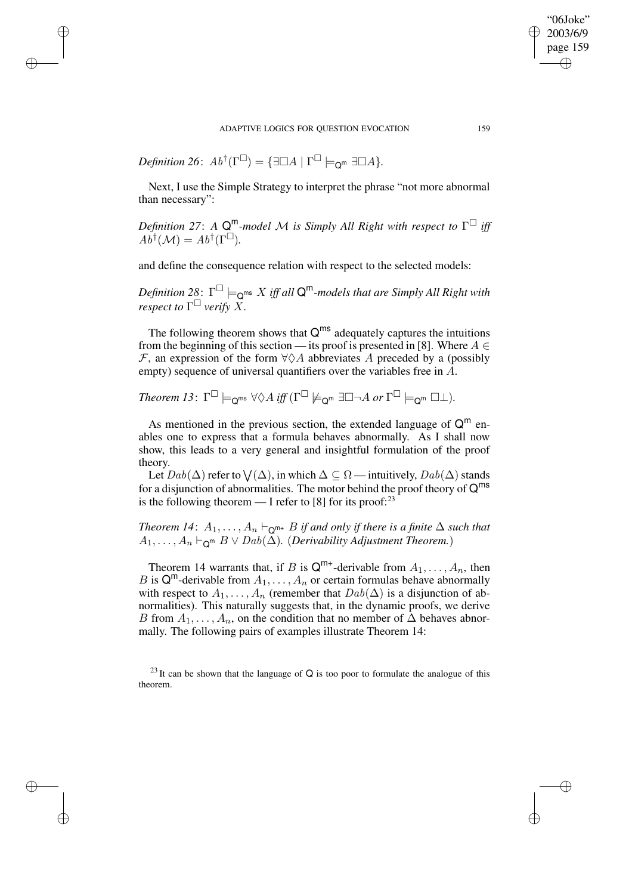*Definition 26*: $Ab^{\dagger}(\Gamma^{\Box}) = \{\exists\Box A \mid \Gamma^{\Box} \models_{\mathsf{Q^m}} \exists\Box A\}$.

Next, I use the Simple Strategy to interpret the phrase "not more abnormal than necessary":

*Definition 27*: *A $\mathsf{Q^m}$-model $\mathcal{M}$ is Simply All Right with respect to $\Gamma^{\Box}$ iff $Ab^{\dagger}(\mathcal{M}) = Ab^{\dagger}(\Gamma^{\Box})$.*

and define the consequence relation with respect to the selected models:

*Definition 28*: *$\Gamma^{\Box} \models_{\mathsf{Q^{ms}}} X$ iff all $\mathsf{Q^m}$-models that are Simply All Right with respect to $\Gamma^{\Box}$ verify $X$.*

The following theorem shows that $\mathsf{Q^{ms}}$ adequately captures the intuitions from the beginning of this section — its proof is presented in [8]. Where $A \in \mathcal{F}$, an expression of the form $\forall\Diamond A$ abbreviates $A$ preceded by a (possibly empty) sequence of universal quantifiers over the variables free in $A$.

*Theorem 13*: $\Gamma^{\Box} \models_{\mathsf{Q^{ms}}} \forall\Diamond A$ *iff* ($\Gamma^{\Box} \not\models_{\mathsf{Q^m}} \exists\Box\neg A$ *or* $\Gamma^{\Box} \models_{\mathsf{Q^m}} \Box\bot$).

As mentioned in the previous section, the extended language of $\mathsf{Q^m}$ enables one to express that a formula behaves abnormally. As I shall now show, this leads to a very general and insightful formulation of the proof theory.

Let $Dab(\Delta)$ refer to $\bigvee(\Delta)$, in which $\Delta \subseteq \Omega$ — intuitively, $Dab(\Delta)$ stands for a disjunction of abnormalities. The motor behind the proof theory of $\mathsf{Q^{ms}}$ is the following theorem — I refer to [8] for its proof:[23]

*Theorem 14*: *$A_1, \ldots, A_n \vdash_{\mathsf{Q^{m+}}} B$ if and only if there is a finite $\Delta$ such that $A_1, \ldots, A_n \vdash_{\mathsf{Q^m}} B \vee Dab(\Delta)$.* (*Derivability Adjustment Theorem.*)

Theorem 14 warrants that, if $B$ is $\mathsf{Q^{m+}}$-derivable from $A_1, \ldots, A_n$, then $B$ is $\mathsf{Q^m}$-derivable from $A_1, \ldots, A_n$ or certain formulas behave abnormally with respect to $A_1, \ldots, A_n$ (remember that $Dab(\Delta)$ is a disjunction of abnormalities). This naturally suggests that, in the dynamic proofs, we derive $B$ from $A_1, \ldots, A_n$, on the condition that no member of $\Delta$ behaves abnormally. The following pairs of examples illustrate Theorem 14:

[23] It can be shown that the language of $\mathsf{Q}$ is too poor to formulate the analogue of this theorem.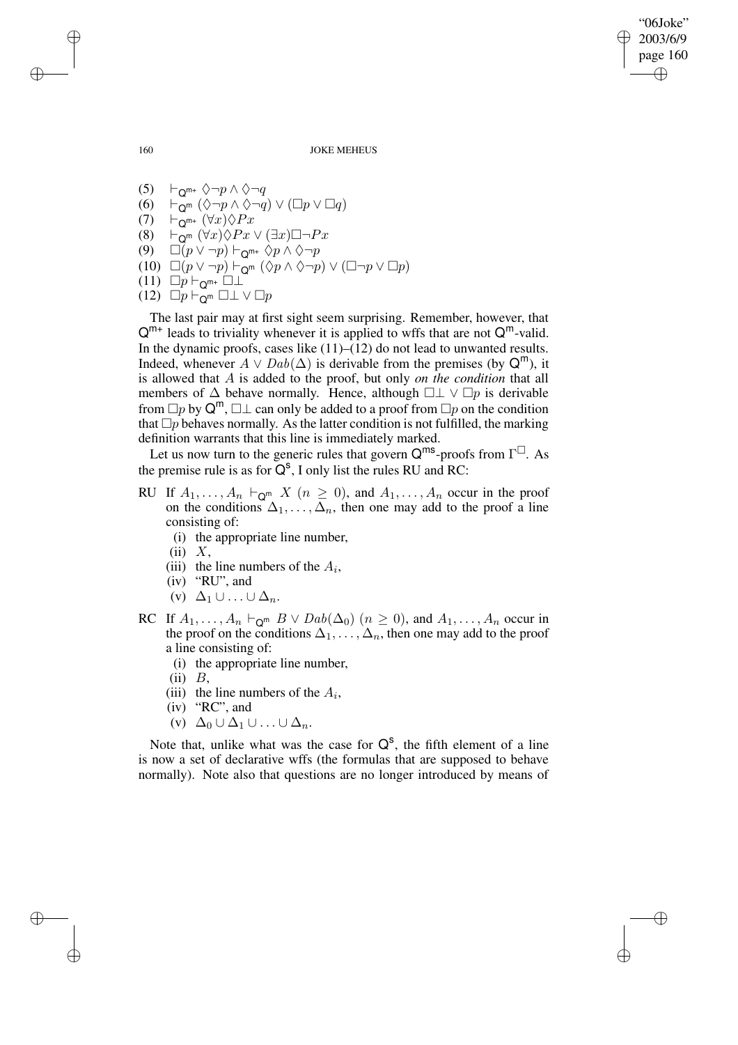(5) $\vdash_{\mathsf{Q}^{\mathsf{m+}}} \Diamond\neg p \wedge \Diamond\neg q$

(6) $\vdash_{\mathsf{Q}^{\mathsf{m}}} (\Diamond\neg p \wedge \Diamond\neg q) \vee (\Box p \vee \Box q)$

(7) $\vdash_{\mathsf{Q}^{\mathsf{m+}}} (\forall x)\Diamond Px$

(8) $\vdash_{\mathsf{Q}^{\mathsf{m}}} (\forall x)\Diamond Px \vee (\exists x)\Box\neg Px$

(9) $\Box(p \vee \neg p) \vdash_{\mathsf{Q}^{\mathsf{m+}}} \Diamond p \wedge \Diamond\neg p$

(10) $\Box(p \vee \neg p) \vdash_{\mathsf{Q}^{\mathsf{m}}} (\Diamond p \wedge \Diamond\neg p) \vee (\Box\neg p \vee \Box p)$

(11) $\Box p \vdash_{\mathsf{Q}^{\mathsf{m+}}} \Box\bot$

(12) $\Box p \vdash_{\mathsf{Q}^{\mathsf{m}}} \Box\bot \vee \Box p$

The last pair may at first sight seem surprising. Remember, however, that $\mathsf{Q}^{\mathsf{m+}}$ leads to triviality whenever it is applied to wffs that are not $\mathsf{Q}^{\mathsf{m}}$-valid. In the dynamic proofs, cases like (11)–(12) do not lead to unwanted results. Indeed, whenever $A \vee Dab(\Delta)$ is derivable from the premises (by $\mathsf{Q}^{\mathsf{m}}$), it is allowed that $A$ is added to the proof, but only *on the condition* that all members of $\Delta$ behave normally. Hence, although $\Box\bot \vee \Box p$ is derivable from $\Box p$ by $\mathsf{Q}^{\mathsf{m}}$, $\Box\bot$ can only be added to a proof from $\Box p$ on the condition that $\Box p$ behaves normally. As the latter condition is not fulfilled, the marking definition warrants that this line is immediately marked.

Let us now turn to the generic rules that govern $\mathsf{Q}^{\mathsf{ms}}$-proofs from $\Gamma^{\Box}$. As the premise rule is as for $\mathsf{Q}^{\mathsf{s}}$, I only list the rules RU and RC:

RU If $A_1, \ldots, A_n \vdash_{\mathsf{Q}^{\mathsf{m}}} X$ $(n \geq 0)$, and $A_1, \ldots, A_n$ occur in the proof on the conditions $\Delta_1, \ldots, \Delta_n$, then one may add to the proof a line consisting of:

- (i) the appropriate line number,
- (ii) $X$,
- (iii) the line numbers of the $A_i$,
- (iv) "RU", and
- (v) $\Delta_1 \cup \ldots \cup \Delta_n$.

RC If $A_1, \ldots, A_n \vdash_{\mathsf{Q}^{\mathsf{m}}} B \vee Dab(\Delta_0)$ $(n \geq 0)$, and $A_1, \ldots, A_n$ occur in the proof on the conditions $\Delta_1, \ldots, \Delta_n$, then one may add to the proof a line consisting of:

- (i) the appropriate line number,
- (ii) $B$,
- (iii) the line numbers of the $A_i$,
- (iv) "RC", and
- (v) $\Delta_0 \cup \Delta_1 \cup \ldots \cup \Delta_n$.

Note that, unlike what was the case for $\mathsf{Q}^{\mathsf{s}}$, the fifth element of a line is now a set of declarative wffs (the formulas that are supposed to behave normally). Note also that questions are no longer introduced by means of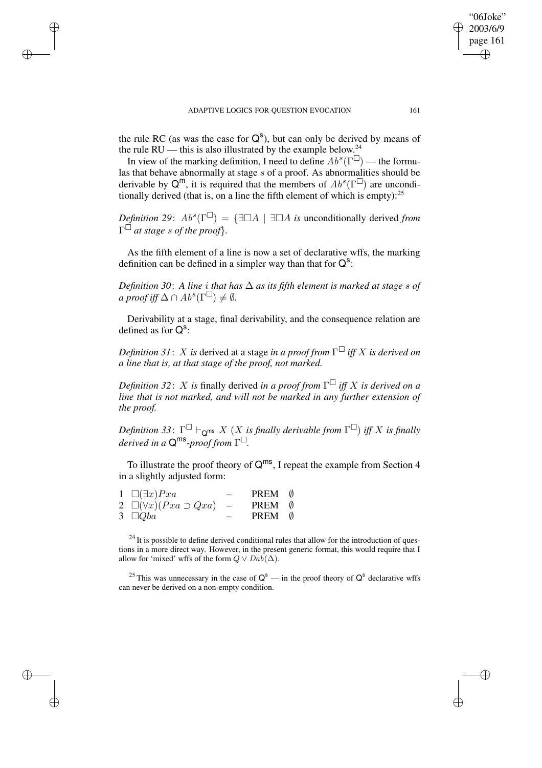the rule RC (as was the case for $\mathsf{Q^s}$), but can only be derived by means of the rule RU — this is also illustrated by the example below.[24]

In view of the marking definition, I need to define $Ab^s(\Gamma^{\Box})$ — the formulas that behave abnormally at stage $s$ of a proof. As abnormalities should be derivable by $\mathsf{Q^m}$, it is required that the members of $Ab^s(\Gamma^{\Box})$ are unconditionally derived (that is, on a line the fifth element of which is empty):[25]

*Definition 29*: $Ab^s(\Gamma^{\Box}) = \{\exists\Box A \mid \exists\Box A$ *is* unconditionally derived *from* $\Gamma^{\Box}$ *at stage* $s$ *of the proof*$\}$.

As the fifth element of a line is now a set of declarative wffs, the marking definition can be defined in a simpler way than that for $\mathsf{Q^s}$:

*Definition 30*: *A line* $i$ *that has* $\Delta$ *as its fifth element is marked at stage* $s$ *of a proof iff* $\Delta \cap Ab^s(\Gamma^{\Box}) \neq \emptyset$.

Derivability at a stage, final derivability, and the consequence relation are defined as for $\mathsf{Q^s}$:

*Definition 31*: $X$ *is* derived at a stage *in a proof from* $\Gamma^{\Box}$ *iff* $X$ *is derived on a line that is, at that stage of the proof, not marked.*

*Definition 32*: $X$ *is* finally derived *in a proof from* $\Gamma^{\Box}$ *iff* $X$ *is derived on a line that is not marked, and will not be marked in any further extension of the proof.*

*Definition 33*: $\Gamma^{\Box} \vdash_{\mathsf{Q^{ms}}} X$ *(*$X$ *is finally derivable from* $\Gamma^{\Box}$*) iff* $X$ *is finally derived in a* $\mathsf{Q^{ms}}$*-proof from* $\Gamma^{\Box}$.

To illustrate the proof theory of $\mathsf{Q^{ms}}$, I repeat the example from Section 4 in a slightly adjusted form:

| | | | | |
|---|---|---|---|---|
| 1 | $\Box(\exists x)Pxa$ | – | PREM | $\emptyset$ |
| 2 | $\Box(\forall x)(Pxa \supset Qxa)$ | – | PREM | $\emptyset$ |
| 3 | $\Box Qba$ | – | PREM | $\emptyset$ |

[24] It is possible to define derived conditional rules that allow for the introduction of questions in a more direct way. However, in the present generic format, this would require that I allow for 'mixed' wffs of the form $Q \vee Dab(\Delta)$.

[25] This was unnecessary in the case of $\mathsf{Q^s}$ — in the proof theory of $\mathsf{Q^s}$ declarative wffs can never be derived on a non-empty condition.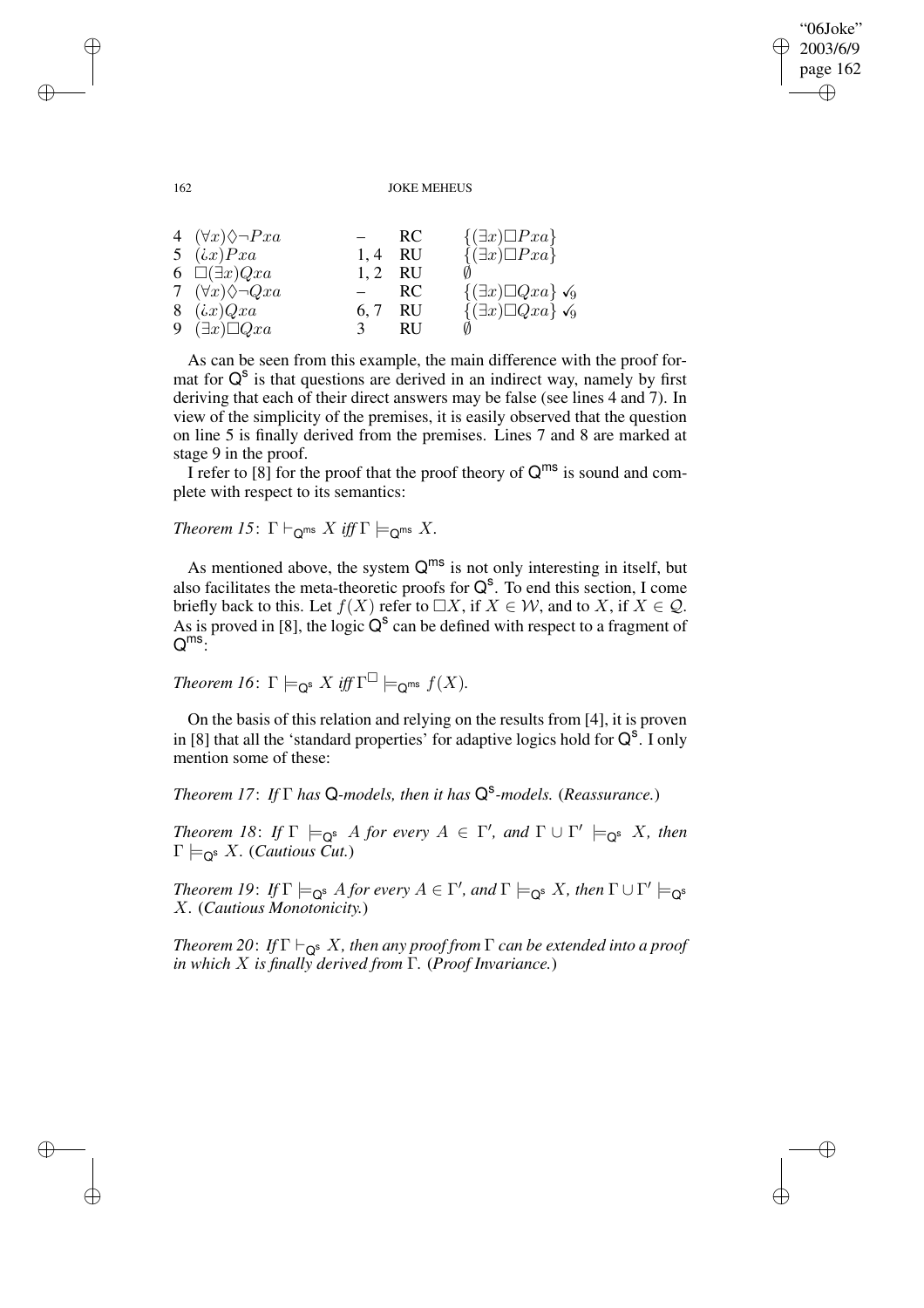| | | | | |
|---|---|---|---|---|
| 4 | $(\forall x)\Diamond\neg Pxa$ | – | RC | $\{(\exists x)\Box Pxa\}$ |
| 5 | $(\iota x)Pxa$ | 1, 4 | RU | $\{(\exists x)\Box Pxa\}$ |
| 6 | $\Box(\exists x)Qxa$ | 1, 2 | RU | $\emptyset$ |
| 7 | $(\forall x)\Diamond\neg Qxa$ | – | RC | $\{(\exists x)\Box Qxa\}$ ✓$_9$ |
| 8 | $(\iota x)Qxa$ | 6, 7 | RU | $\{(\exists x)\Box Qxa\}$ ✓$_9$ |
| 9 | $(\exists x)\Box Qxa$ | 3 | RU | $\emptyset$ |

As can be seen from this example, the main difference with the proof format for $\mathsf{Q^s}$ is that questions are derived in an indirect way, namely by first deriving that each of their direct answers may be false (see lines 4 and 7). In view of the simplicity of the premises, it is easily observed that the question on line 5 is finally derived from the premises. Lines 7 and 8 are marked at stage 9 in the proof.

I refer to [8] for the proof that the proof theory of $\mathsf{Q^{ms}}$ is sound and complete with respect to its semantics:

*Theorem 15*: $\Gamma \vdash_{\mathsf{Q^{ms}}} X$ *iff* $\Gamma \models_{\mathsf{Q^{ms}}} X$.

As mentioned above, the system $\mathsf{Q^{ms}}$ is not only interesting in itself, but also facilitates the meta-theoretic proofs for $\mathsf{Q^s}$. To end this section, I come briefly back to this. Let $f(X)$ refer to $\Box X$, if $X \in \mathcal{W}$, and to $X$, if $X \in \mathcal{Q}$. As is proved in [8], the logic $\mathsf{Q^s}$ can be defined with respect to a fragment of $\mathsf{Q^{ms}}$:

*Theorem 16*: $\Gamma \models_{\mathsf{Q^s}} X$ *iff* $\Gamma^{\Box} \models_{\mathsf{Q^{ms}}} f(X)$.

On the basis of this relation and relying on the results from [4], it is proven in [8] that all the 'standard properties' for adaptive logics hold for $\mathsf{Q^s}$. I only mention some of these:

*Theorem 17*: *If* $\Gamma$ *has* $\mathsf{Q}$*-models, then it has* $\mathsf{Q^s}$*-models.* (*Reassurance.*)

*Theorem 18*: *If* $\Gamma \models_{\mathsf{Q^s}} A$ *for every* $A \in \Gamma'$*, and* $\Gamma \cup \Gamma' \models_{\mathsf{Q^s}} X$*, then* $\Gamma \models_{\mathsf{Q^s}} X$. (*Cautious Cut.*)

*Theorem 19*: *If* $\Gamma \models_{\mathsf{Q^s}} A$ *for every* $A \in \Gamma'$*, and* $\Gamma \models_{\mathsf{Q^s}} X$*, then* $\Gamma \cup \Gamma' \models_{\mathsf{Q^s}} X$. (*Cautious Monotonicity.*)

*Theorem 20*: *If* $\Gamma \vdash_{\mathsf{Q^s}} X$*, then any proof from* $\Gamma$ *can be extended into a proof in which* $X$ *is finally derived from* $\Gamma$. (*Proof Invariance.*)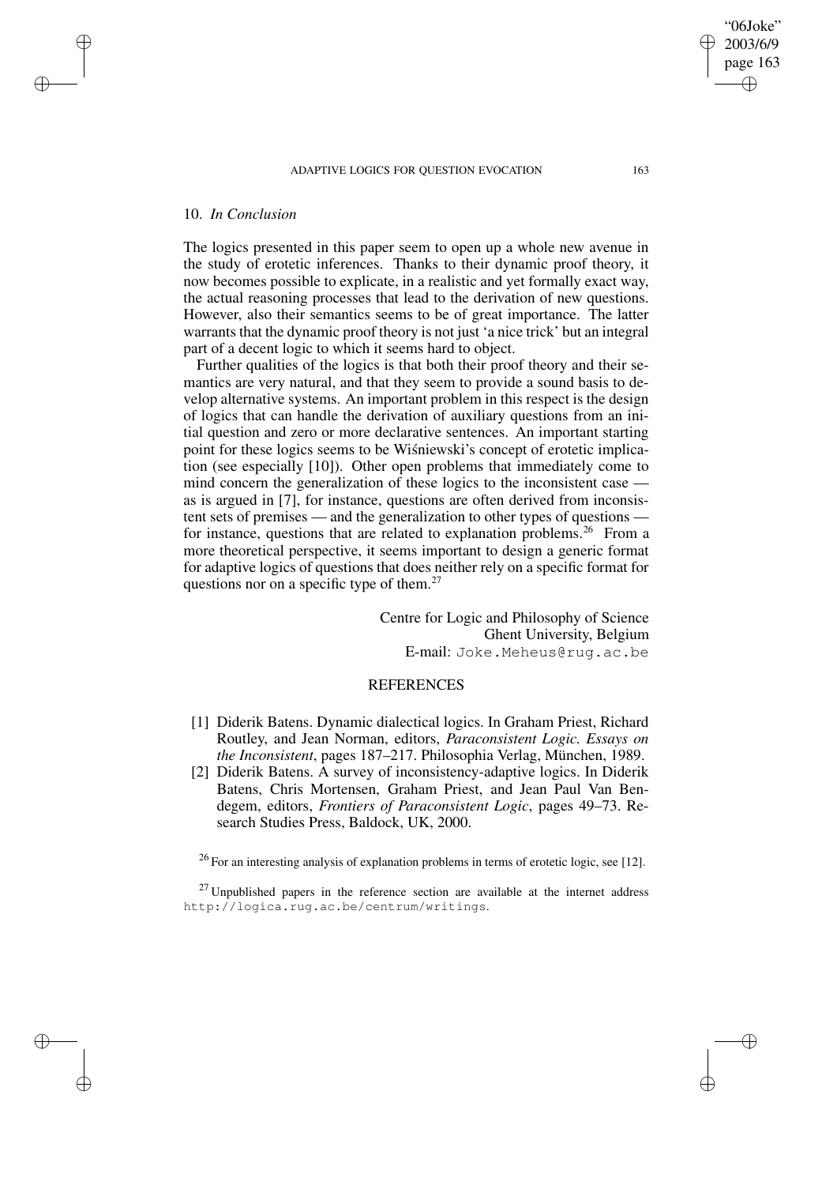## 10. *In Conclusion*

The logics presented in this paper seem to open up a whole new avenue in the study of erotetic inferences. Thanks to their dynamic proof theory, it now becomes possible to explicate, in a realistic and yet formally exact way, the actual reasoning processes that lead to the derivation of new questions. However, also their semantics seems to be of great importance. The latter warrants that the dynamic proof theory is not just 'a nice trick' but an integral part of a decent logic to which it seems hard to object.

Further qualities of the logics is that both their proof theory and their semantics are very natural, and that they seem to provide a sound basis to develop alternative systems. An important problem in this respect is the design of logics that can handle the derivation of auxiliary questions from an initial question and zero or more declarative sentences. An important starting point for these logics seems to be Wiśniewski's concept of erotetic implication (see especially [10]). Other open problems that immediately come to mind concern the generalization of these logics to the inconsistent case — as is argued in [7], for instance, questions are often derived from inconsistent sets of premises — and the generalization to other types of questions — for instance, questions that are related to explanation problems.[26] From a more theoretical perspective, it seems important to design a generic format for adaptive logics of questions that does neither rely on a specific format for questions nor on a specific type of them.[27]

Centre for Logic and Philosophy of Science
Ghent University, Belgium
E-mail: `Joke.Meheus@rug.ac.be`

## REFERENCES

[1] Diderik Batens. Dynamic dialectical logics. In Graham Priest, Richard Routley, and Jean Norman, editors, *Paraconsistent Logic. Essays on the Inconsistent*, pages 187–217. Philosophia Verlag, München, 1989.

[2] Diderik Batens. A survey of inconsistency-adaptive logics. In Diderik Batens, Chris Mortensen, Graham Priest, and Jean Paul Van Bendegem, editors, *Frontiers of Paraconsistent Logic*, pages 49–73. Research Studies Press, Baldock, UK, 2000.

[26] For an interesting analysis of explanation problems in terms of erotetic logic, see [12].

[27] Unpublished papers in the reference section are available at the internet address `http://logica.rug.ac.be/centrum/writings`.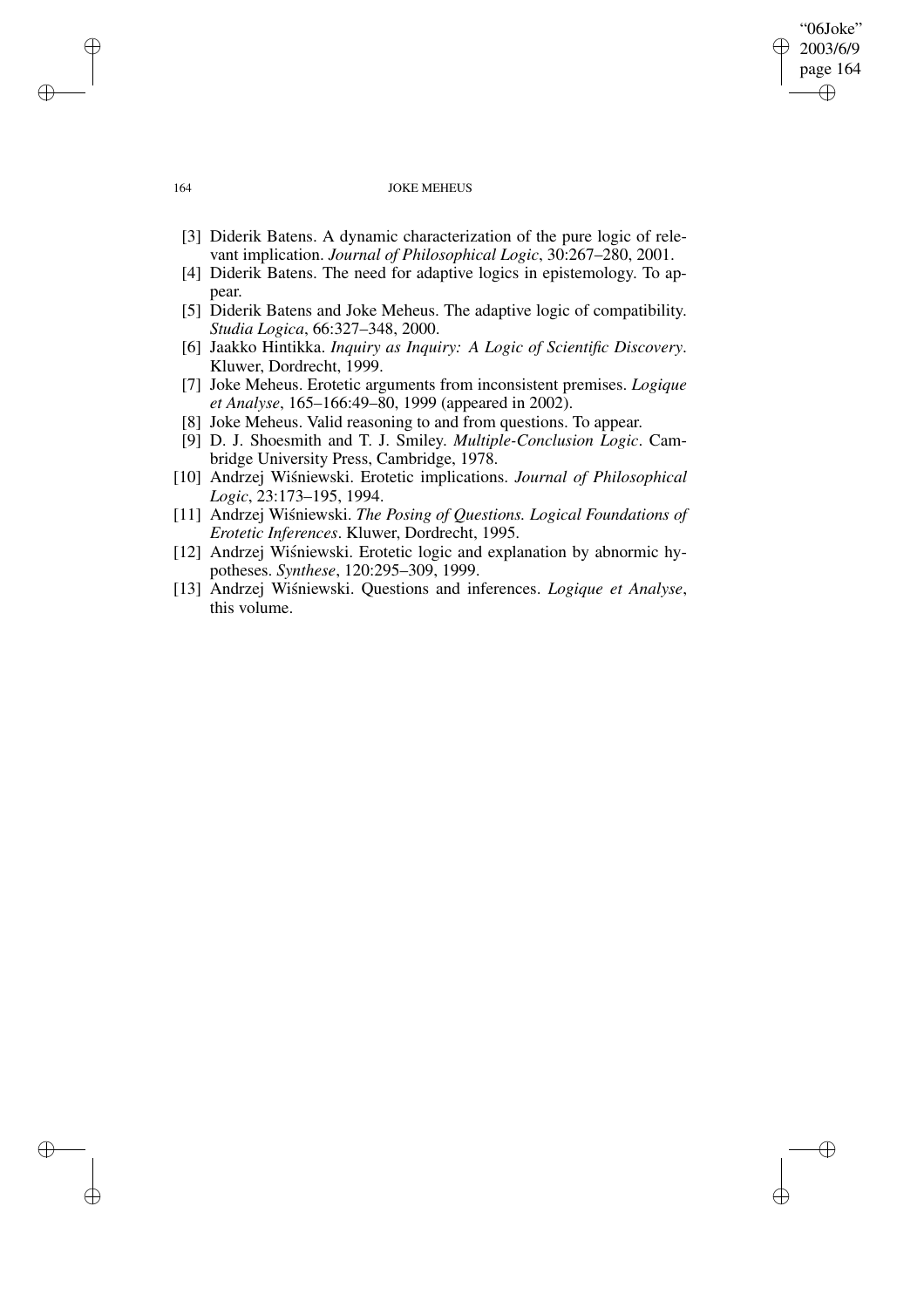[3] Diderik Batens. A dynamic characterization of the pure logic of relevant implication. *Journal of Philosophical Logic*, 30:267–280, 2001.

[4] Diderik Batens. The need for adaptive logics in epistemology. To appear.

[5] Diderik Batens and Joke Meheus. The adaptive logic of compatibility. *Studia Logica*, 66:327–348, 2000.

[6] Jaakko Hintikka. *Inquiry as Inquiry: A Logic of Scientific Discovery*. Kluwer, Dordrecht, 1999.

[7] Joke Meheus. Erotetic arguments from inconsistent premises. *Logique et Analyse*, 165–166:49–80, 1999 (appeared in 2002).

[8] Joke Meheus. Valid reasoning to and from questions. To appear.

[9] D. J. Shoesmith and T. J. Smiley. *Multiple-Conclusion Logic*. Cambridge University Press, Cambridge, 1978.

[10] Andrzej Wiśniewski. Erotetic implications. *Journal of Philosophical Logic*, 23:173–195, 1994.

[11] Andrzej Wiśniewski. *The Posing of Questions. Logical Foundations of Erotetic Inferences*. Kluwer, Dordrecht, 1995.

[12] Andrzej Wiśniewski. Erotetic logic and explanation by abnormic hypotheses. *Synthese*, 120:295–309, 1999.

[13] Andrzej Wiśniewski. Questions and inferences. *Logique et Analyse*, this volume.